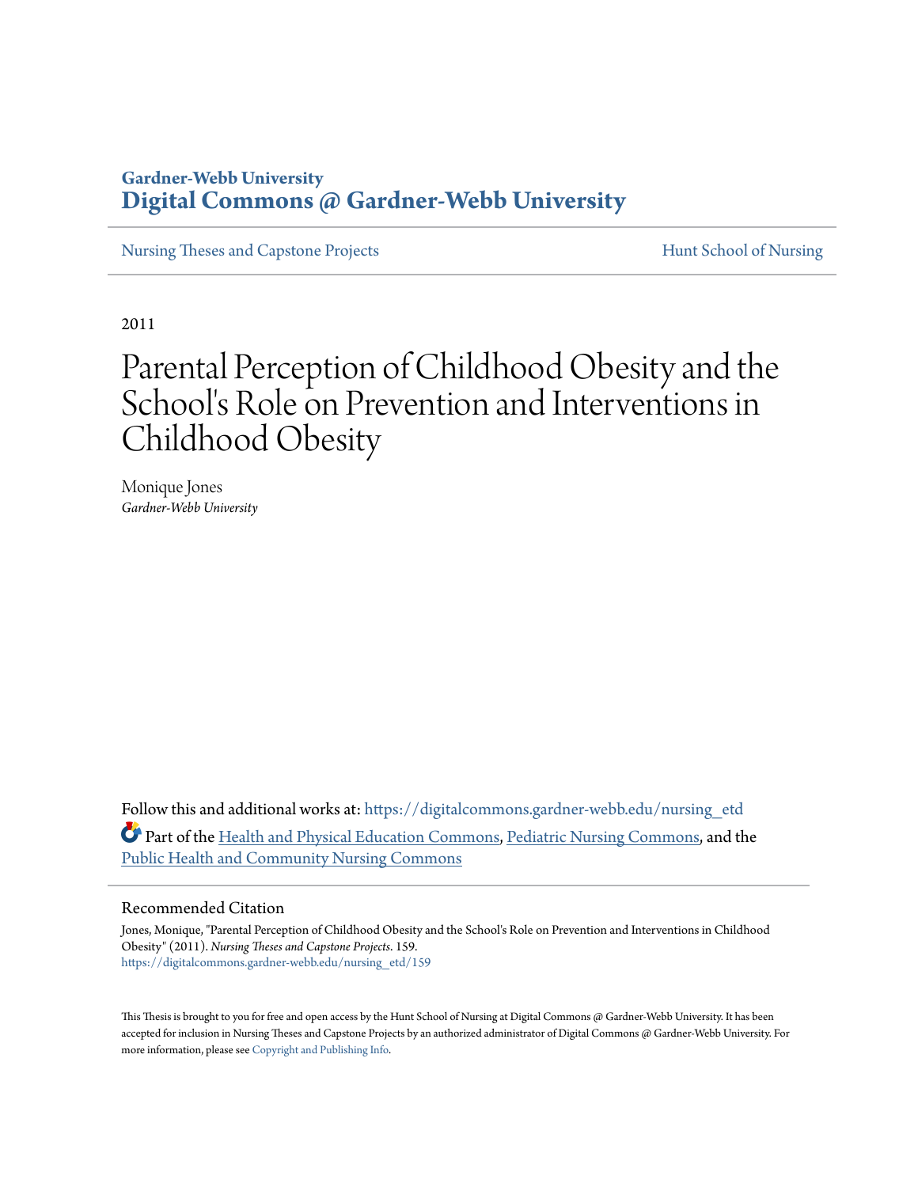Gardner-Webb University
**Digital Commons @ Gardner-Webb University**

Nursing Theses and Capstone Projects | Hunt School of Nursing

2011

# Parental Perception of Childhood Obesity and the School's Role on Prevention and Interventions in Childhood Obesity

Monique Jones
*Gardner-Webb University*

Follow this and additional works at: https://digitalcommons.gardner-webb.edu/nursing_etd

Part of the Health and Physical Education Commons, Pediatric Nursing Commons, and the Public Health and Community Nursing Commons

## Recommended Citation

Jones, Monique, "Parental Perception of Childhood Obesity and the School's Role on Prevention and Interventions in Childhood Obesity" (2011). *Nursing Theses and Capstone Projects*. 159.
https://digitalcommons.gardner-webb.edu/nursing_etd/159

This Thesis is brought to you for free and open access by the Hunt School of Nursing at Digital Commons @ Gardner-Webb University. It has been accepted for inclusion in Nursing Theses and Capstone Projects by an authorized administrator of Digital Commons @ Gardner-Webb University. For more information, please see Copyright and Publishing Info.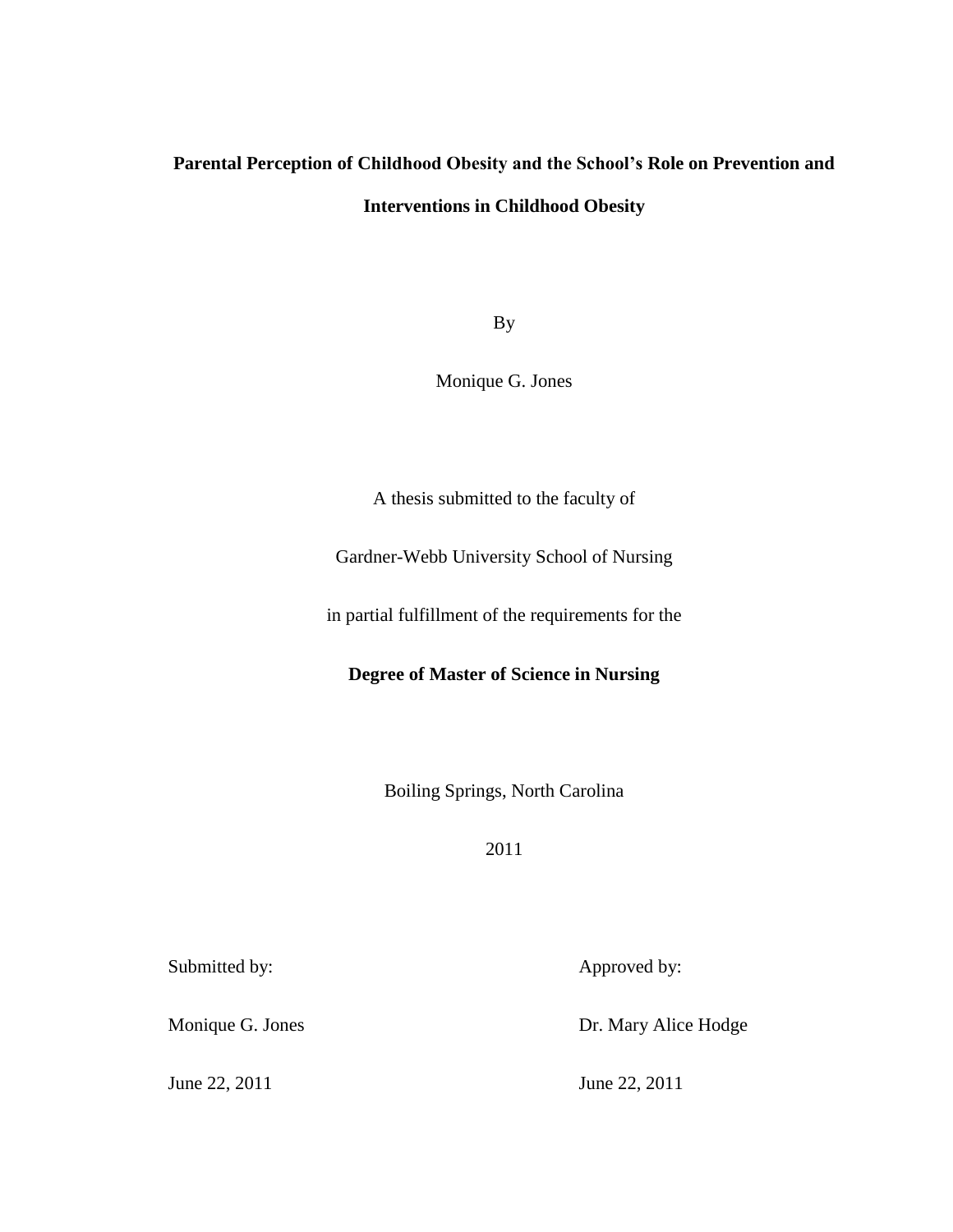**Parental Perception of Childhood Obesity and the School's Role on Prevention and Interventions in Childhood Obesity**

By

Monique G. Jones

A thesis submitted to the faculty of

Gardner-Webb University School of Nursing

in partial fulfillment of the requirements for the

**Degree of Master of Science in Nursing**

Boiling Springs, North Carolina

2011

| Submitted by: | Approved by: |
| --- | --- |
| Monique G. Jones | Dr. Mary Alice Hodge |
| June 22, 2011 | June 22, 2011 |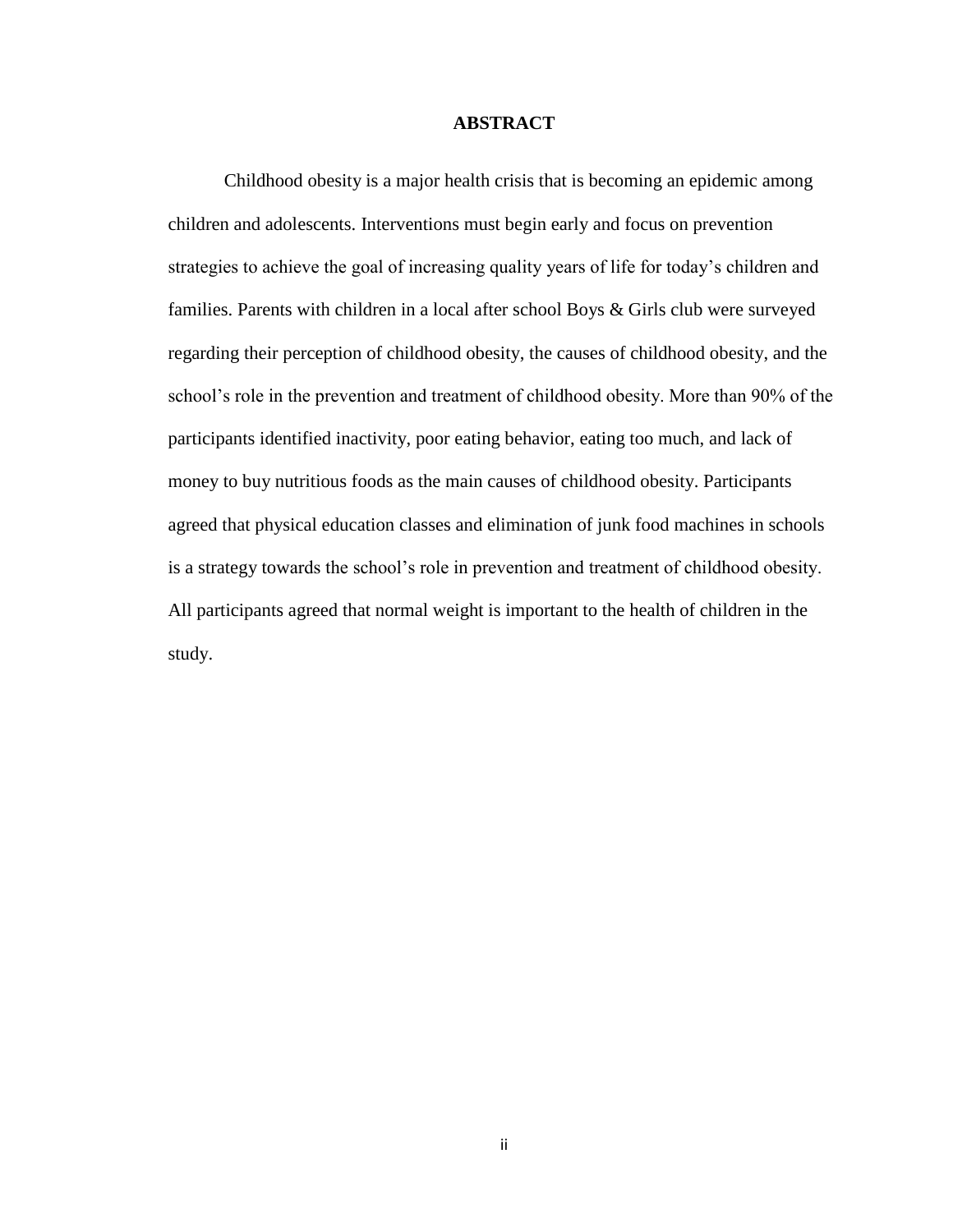# ABSTRACT

Childhood obesity is a major health crisis that is becoming an epidemic among children and adolescents. Interventions must begin early and focus on prevention strategies to achieve the goal of increasing quality years of life for today's children and families. Parents with children in a local after school Boys & Girls club were surveyed regarding their perception of childhood obesity, the causes of childhood obesity, and the school's role in the prevention and treatment of childhood obesity. More than 90% of the participants identified inactivity, poor eating behavior, eating too much, and lack of money to buy nutritious foods as the main causes of childhood obesity. Participants agreed that physical education classes and elimination of junk food machines in schools is a strategy towards the school's role in prevention and treatment of childhood obesity. All participants agreed that normal weight is important to the health of children in the study.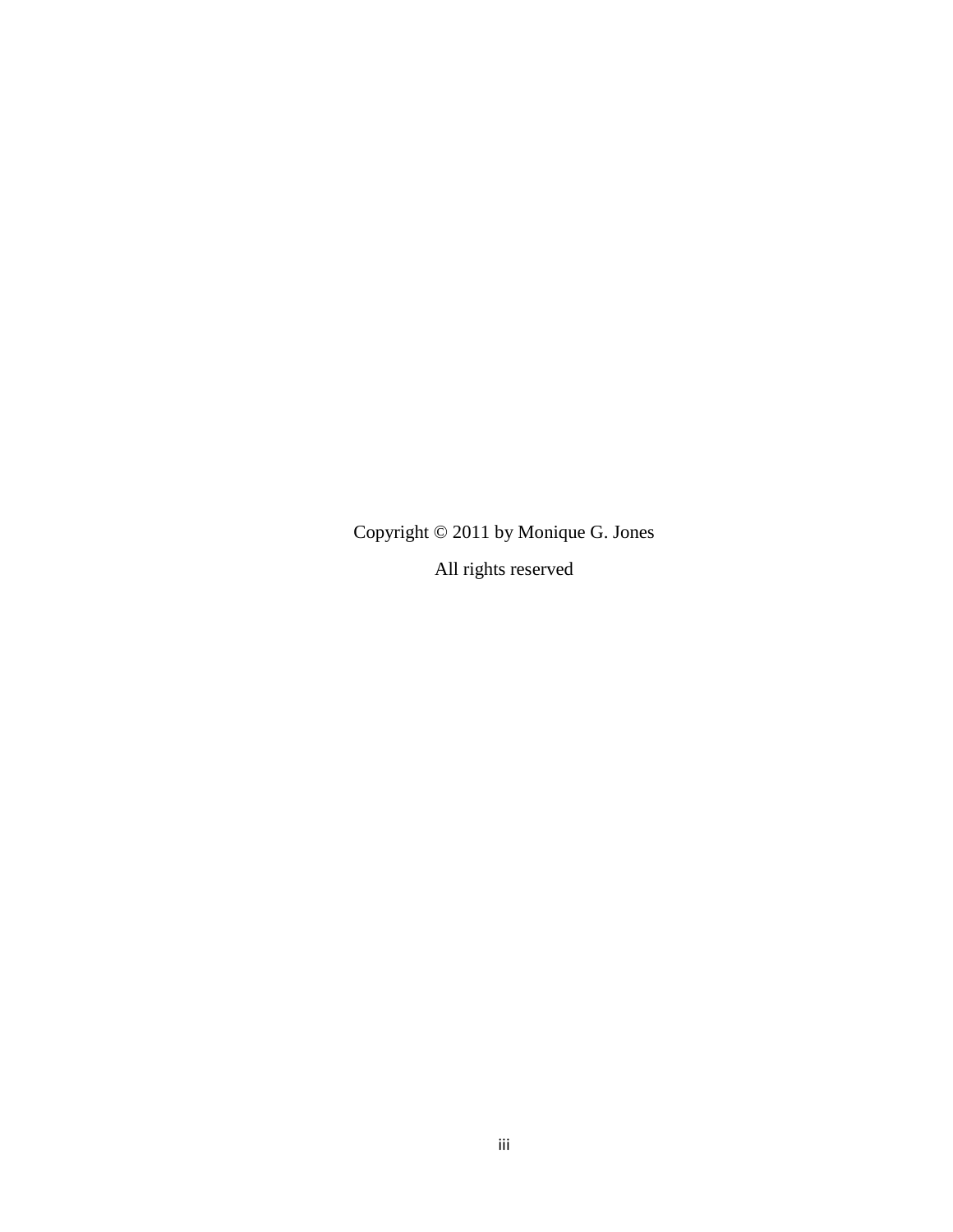Copyright © 2011 by Monique G. Jones

All rights reserved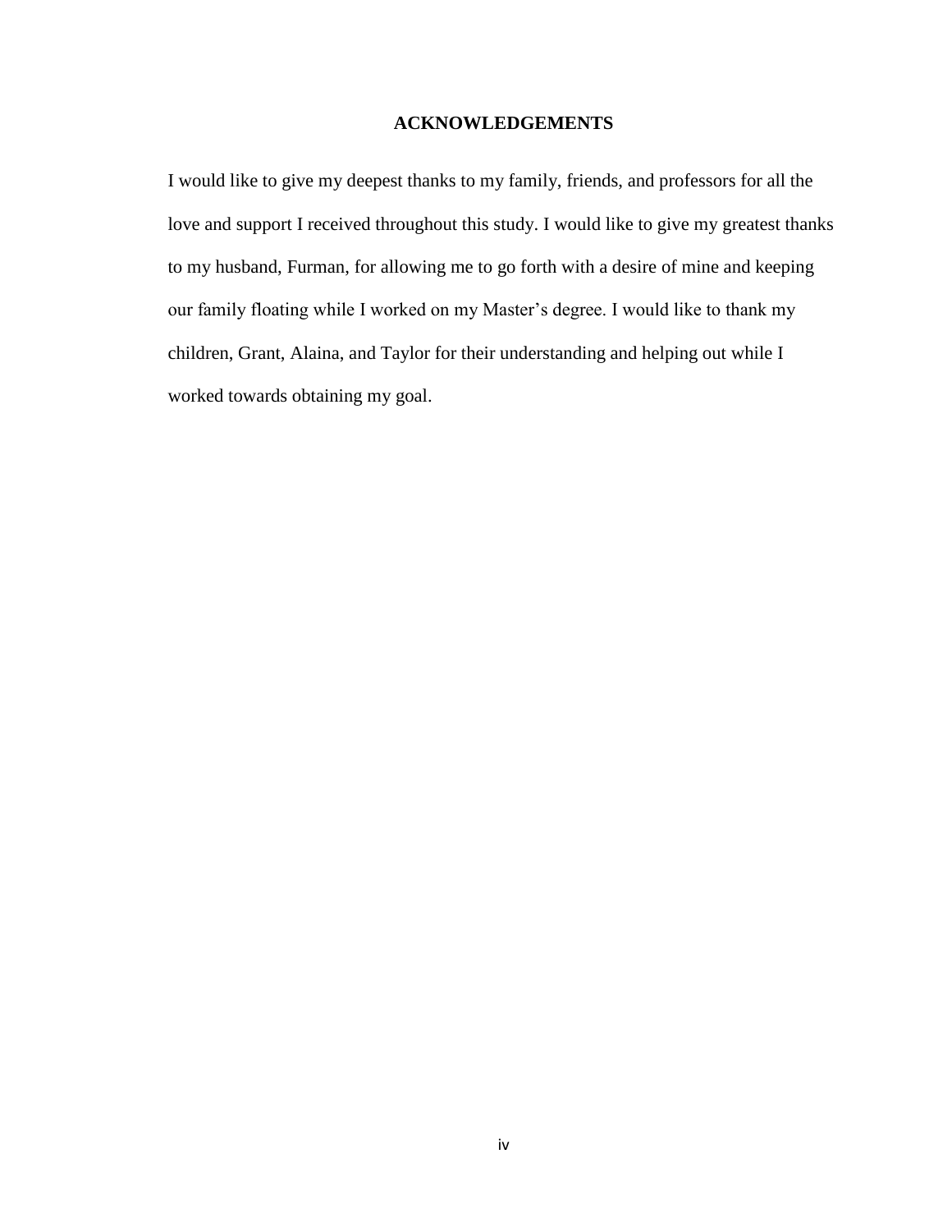# ACKNOWLEDGEMENTS

I would like to give my deepest thanks to my family, friends, and professors for all the love and support I received throughout this study. I would like to give my greatest thanks to my husband, Furman, for allowing me to go forth with a desire of mine and keeping our family floating while I worked on my Master's degree. I would like to thank my children, Grant, Alaina, and Taylor for their understanding and helping out while I worked towards obtaining my goal.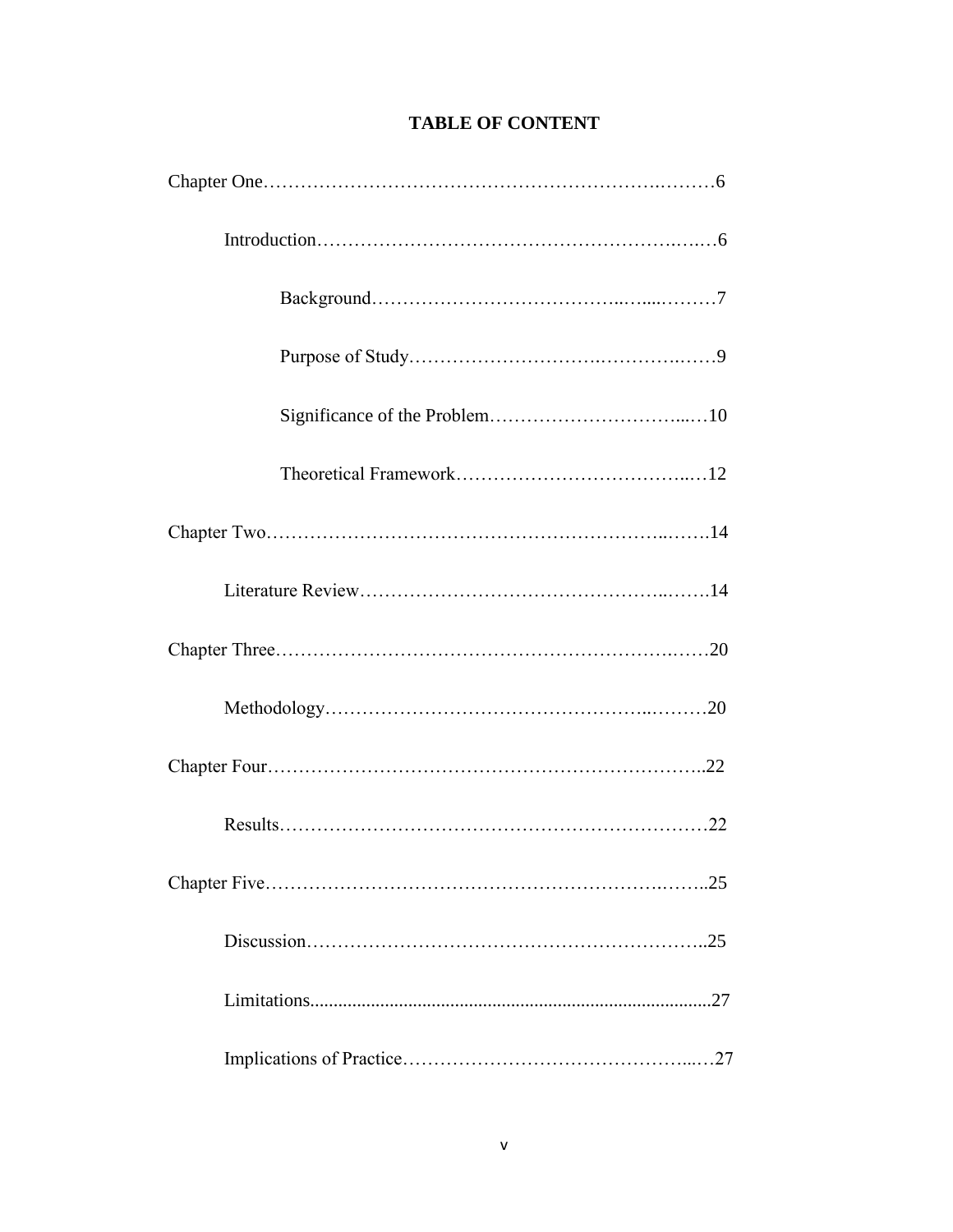# TABLE OF CONTENT

Chapter One……………………………………………………….………6

Introduction………………………………………………….….…6

Background………………………………..…....………7

Purpose of Study……………………….…………..……9

Significance of the Problem…………………………...…10

Theoretical Framework…………………………….…12

Chapter Two……………………………………………………..…….14

Literature Review………………………………………..…….14

Chapter Three………………………………………………….……20

Methodology……………………………………………...………20

Chapter Four…………………………………………….………..22

Results……………………………………………………………22

Chapter Five…………………………………………………….……..25

Discussion……………………………………………………..25

Limitations.....................................................................................27

Implications of Practice…………………………………………...…27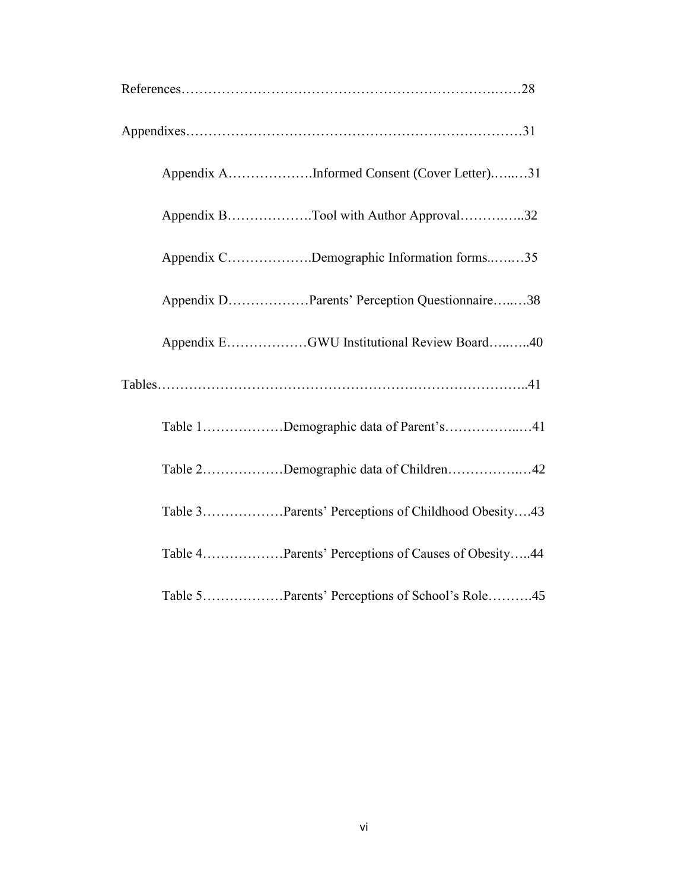References……………………………………………………………….……28

Appendixes……………………………………………………….………………31

Appendix A……………….Informed Consent (Cover Letter).…..…31

Appendix B……………….Tool with Author Approval……….…..32

Appendix C……………….Demographic Information forms.…..…35

Appendix D………………Parents' Perception Questionnaire…..…38

Appendix E………………GWU Institutional Review Board…..…..40

Tables………………………………………………………………………..41

Table 1………………Demographic data of Parent's……………..…41

Table 2………………Demographic data of Children……………..…42

Table 3………………Parents' Perceptions of Childhood Obesity….43

Table 4………………Parents' Perceptions of Causes of Obesity…..44

Table 5………………Parents' Perceptions of School's Role……….45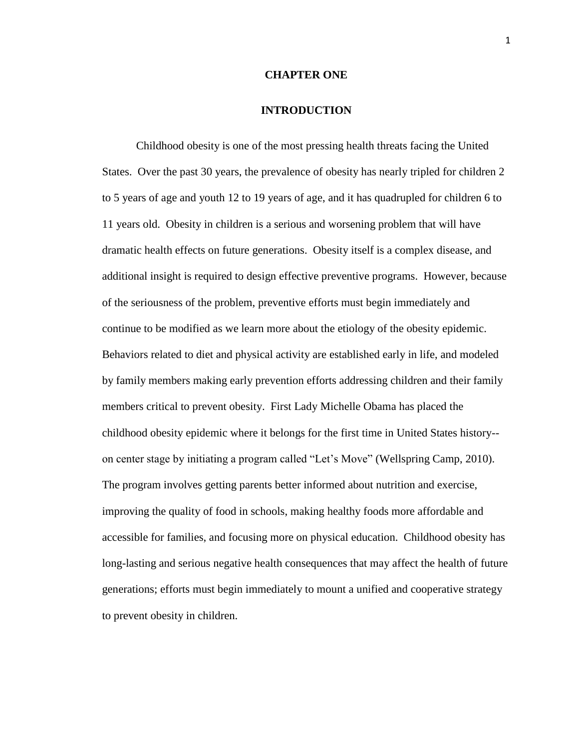# CHAPTER ONE

## INTRODUCTION

Childhood obesity is one of the most pressing health threats facing the United States. Over the past 30 years, the prevalence of obesity has nearly tripled for children 2 to 5 years of age and youth 12 to 19 years of age, and it has quadrupled for children 6 to 11 years old. Obesity in children is a serious and worsening problem that will have dramatic health effects on future generations. Obesity itself is a complex disease, and additional insight is required to design effective preventive programs. However, because of the seriousness of the problem, preventive efforts must begin immediately and continue to be modified as we learn more about the etiology of the obesity epidemic. Behaviors related to diet and physical activity are established early in life, and modeled by family members making early prevention efforts addressing children and their family members critical to prevent obesity. First Lady Michelle Obama has placed the childhood obesity epidemic where it belongs for the first time in United States history--on center stage by initiating a program called "Let's Move" (Wellspring Camp, 2010). The program involves getting parents better informed about nutrition and exercise, improving the quality of food in schools, making healthy foods more affordable and accessible for families, and focusing more on physical education. Childhood obesity has long-lasting and serious negative health consequences that may affect the health of future generations; efforts must begin immediately to mount a unified and cooperative strategy to prevent obesity in children.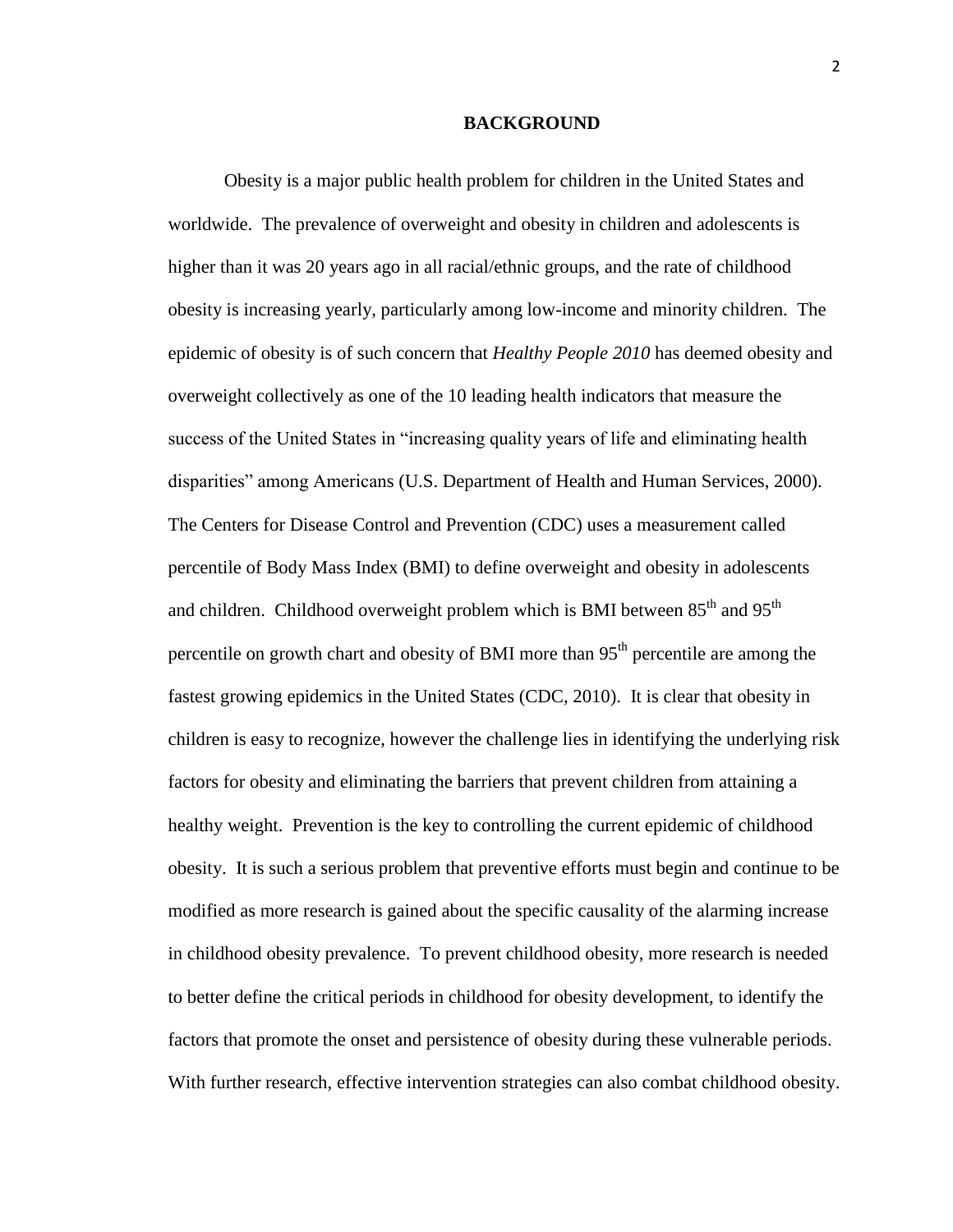# BACKGROUND

Obesity is a major public health problem for children in the United States and worldwide. The prevalence of overweight and obesity in children and adolescents is higher than it was 20 years ago in all racial/ethnic groups, and the rate of childhood obesity is increasing yearly, particularly among low-income and minority children. The epidemic of obesity is of such concern that *Healthy People 2010* has deemed obesity and overweight collectively as one of the 10 leading health indicators that measure the success of the United States in "increasing quality years of life and eliminating health disparities" among Americans (U.S. Department of Health and Human Services, 2000). The Centers for Disease Control and Prevention (CDC) uses a measurement called percentile of Body Mass Index (BMI) to define overweight and obesity in adolescents and children. Childhood overweight problem which is BMI between $85^{th}$ and $95^{th}$ percentile on growth chart and obesity of BMI more than $95^{th}$ percentile are among the fastest growing epidemics in the United States (CDC, 2010). It is clear that obesity in children is easy to recognize, however the challenge lies in identifying the underlying risk factors for obesity and eliminating the barriers that prevent children from attaining a healthy weight. Prevention is the key to controlling the current epidemic of childhood obesity. It is such a serious problem that preventive efforts must begin and continue to be modified as more research is gained about the specific causality of the alarming increase in childhood obesity prevalence. To prevent childhood obesity, more research is needed to better define the critical periods in childhood for obesity development, to identify the factors that promote the onset and persistence of obesity during these vulnerable periods. With further research, effective intervention strategies can also combat childhood obesity.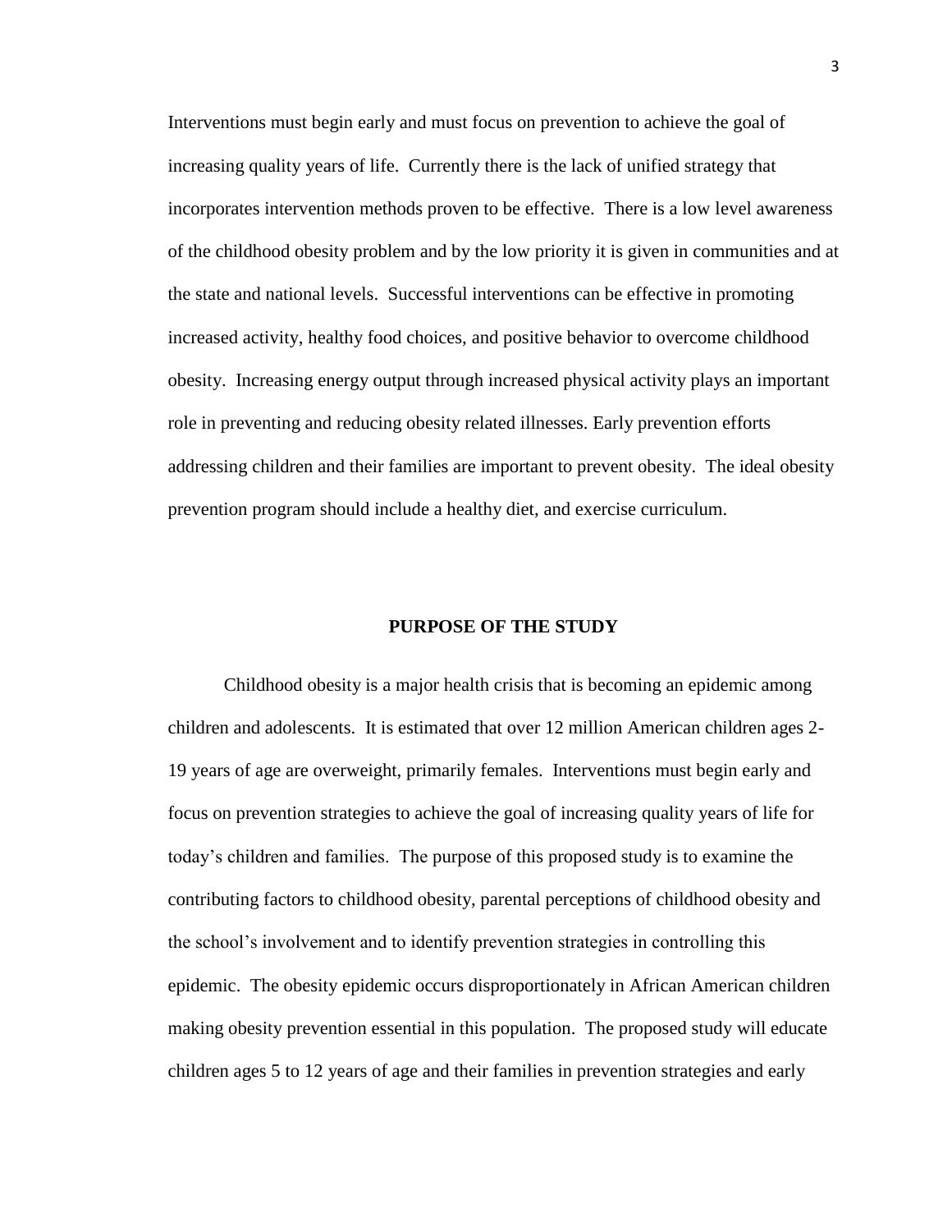Interventions must begin early and must focus on prevention to achieve the goal of increasing quality years of life. Currently there is the lack of unified strategy that incorporates intervention methods proven to be effective. There is a low level awareness of the childhood obesity problem and by the low priority it is given in communities and at the state and national levels. Successful interventions can be effective in promoting increased activity, healthy food choices, and positive behavior to overcome childhood obesity. Increasing energy output through increased physical activity plays an important role in preventing and reducing obesity related illnesses. Early prevention efforts addressing children and their families are important to prevent obesity. The ideal obesity prevention program should include a healthy diet, and exercise curriculum.

## PURPOSE OF THE STUDY

Childhood obesity is a major health crisis that is becoming an epidemic among children and adolescents. It is estimated that over 12 million American children ages 2-19 years of age are overweight, primarily females. Interventions must begin early and focus on prevention strategies to achieve the goal of increasing quality years of life for today's children and families. The purpose of this proposed study is to examine the contributing factors to childhood obesity, parental perceptions of childhood obesity and the school's involvement and to identify prevention strategies in controlling this epidemic. The obesity epidemic occurs disproportionately in African American children making obesity prevention essential in this population. The proposed study will educate children ages 5 to 12 years of age and their families in prevention strategies and early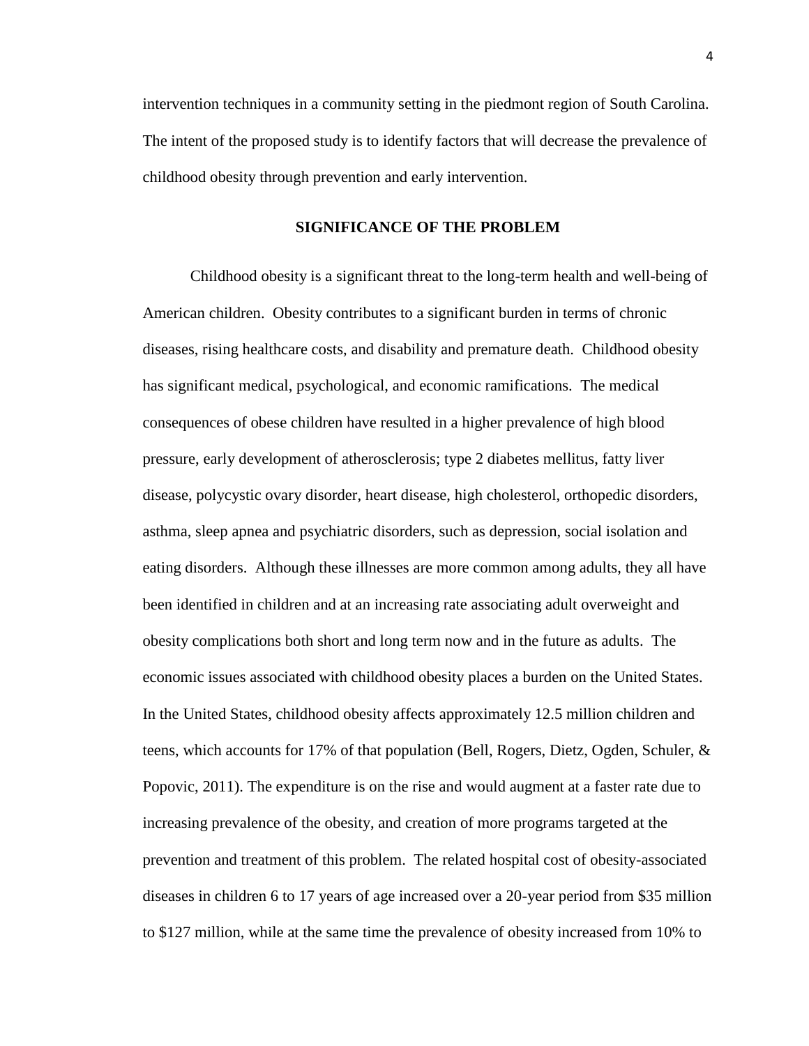intervention techniques in a community setting in the piedmont region of South Carolina. The intent of the proposed study is to identify factors that will decrease the prevalence of childhood obesity through prevention and early intervention.

## SIGNIFICANCE OF THE PROBLEM

Childhood obesity is a significant threat to the long-term health and well-being of American children. Obesity contributes to a significant burden in terms of chronic diseases, rising healthcare costs, and disability and premature death. Childhood obesity has significant medical, psychological, and economic ramifications. The medical consequences of obese children have resulted in a higher prevalence of high blood pressure, early development of atherosclerosis; type 2 diabetes mellitus, fatty liver disease, polycystic ovary disorder, heart disease, high cholesterol, orthopedic disorders, asthma, sleep apnea and psychiatric disorders, such as depression, social isolation and eating disorders. Although these illnesses are more common among adults, they all have been identified in children and at an increasing rate associating adult overweight and obesity complications both short and long term now and in the future as adults. The economic issues associated with childhood obesity places a burden on the United States. In the United States, childhood obesity affects approximately 12.5 million children and teens, which accounts for 17% of that population (Bell, Rogers, Dietz, Ogden, Schuler, & Popovic, 2011). The expenditure is on the rise and would augment at a faster rate due to increasing prevalence of the obesity, and creation of more programs targeted at the prevention and treatment of this problem. The related hospital cost of obesity-associated diseases in children 6 to 17 years of age increased over a 20-year period from $35 million to $127 million, while at the same time the prevalence of obesity increased from 10% to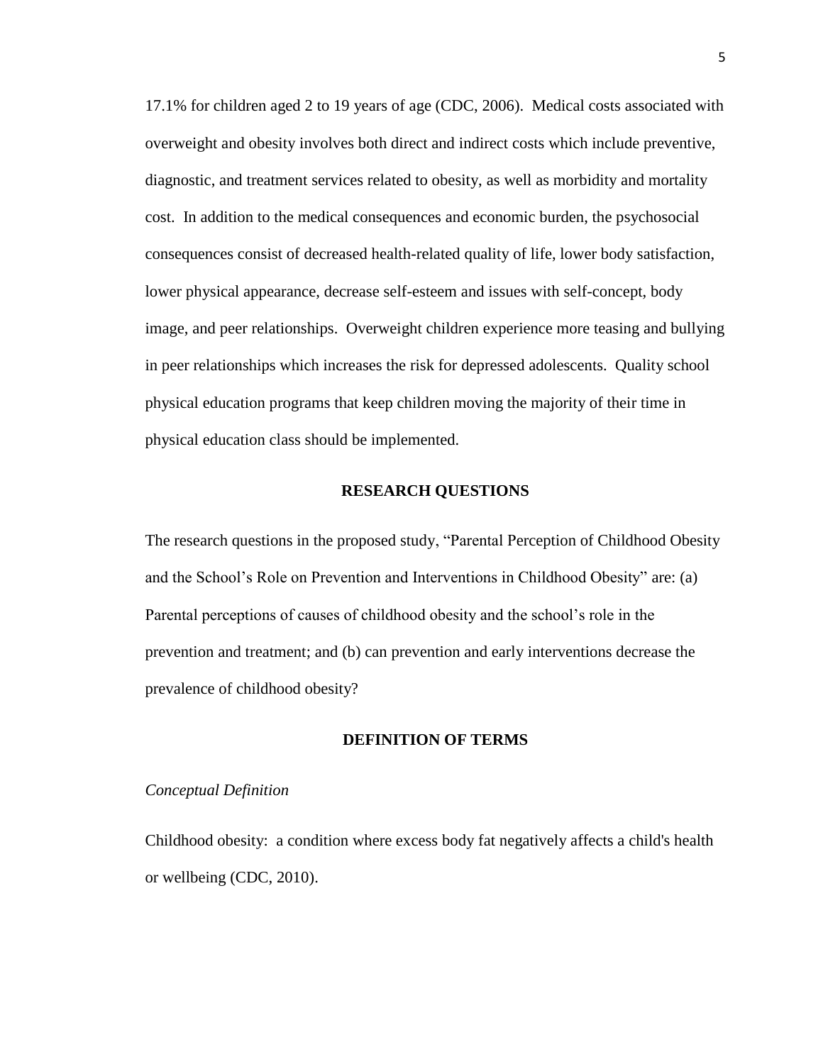17.1% for children aged 2 to 19 years of age (CDC, 2006). Medical costs associated with overweight and obesity involves both direct and indirect costs which include preventive, diagnostic, and treatment services related to obesity, as well as morbidity and mortality cost. In addition to the medical consequences and economic burden, the psychosocial consequences consist of decreased health-related quality of life, lower body satisfaction, lower physical appearance, decrease self-esteem and issues with self-concept, body image, and peer relationships. Overweight children experience more teasing and bullying in peer relationships which increases the risk for depressed adolescents. Quality school physical education programs that keep children moving the majority of their time in physical education class should be implemented.

## RESEARCH QUESTIONS

The research questions in the proposed study, "Parental Perception of Childhood Obesity and the School's Role on Prevention and Interventions in Childhood Obesity" are: (a) Parental perceptions of causes of childhood obesity and the school's role in the prevention and treatment; and (b) can prevention and early interventions decrease the prevalence of childhood obesity?

## DEFINITION OF TERMS

*Conceptual Definition*

Childhood obesity: a condition where excess body fat negatively affects a child's health or wellbeing (CDC, 2010).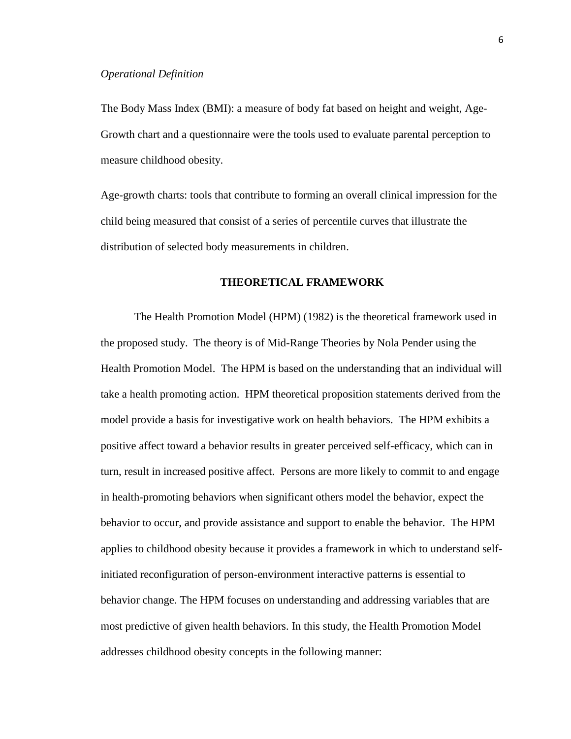*Operational Definition*

The Body Mass Index (BMI): a measure of body fat based on height and weight, Age-Growth chart and a questionnaire were the tools used to evaluate parental perception to measure childhood obesity.

Age-growth charts: tools that contribute to forming an overall clinical impression for the child being measured that consist of a series of percentile curves that illustrate the distribution of selected body measurements in children.

## THEORETICAL FRAMEWORK

The Health Promotion Model (HPM) (1982) is the theoretical framework used in the proposed study. The theory is of Mid-Range Theories by Nola Pender using the Health Promotion Model. The HPM is based on the understanding that an individual will take a health promoting action. HPM theoretical proposition statements derived from the model provide a basis for investigative work on health behaviors. The HPM exhibits a positive affect toward a behavior results in greater perceived self-efficacy, which can in turn, result in increased positive affect. Persons are more likely to commit to and engage in health-promoting behaviors when significant others model the behavior, expect the behavior to occur, and provide assistance and support to enable the behavior. The HPM applies to childhood obesity because it provides a framework in which to understand self-initiated reconfiguration of person-environment interactive patterns is essential to behavior change. The HPM focuses on understanding and addressing variables that are most predictive of given health behaviors. In this study, the Health Promotion Model addresses childhood obesity concepts in the following manner: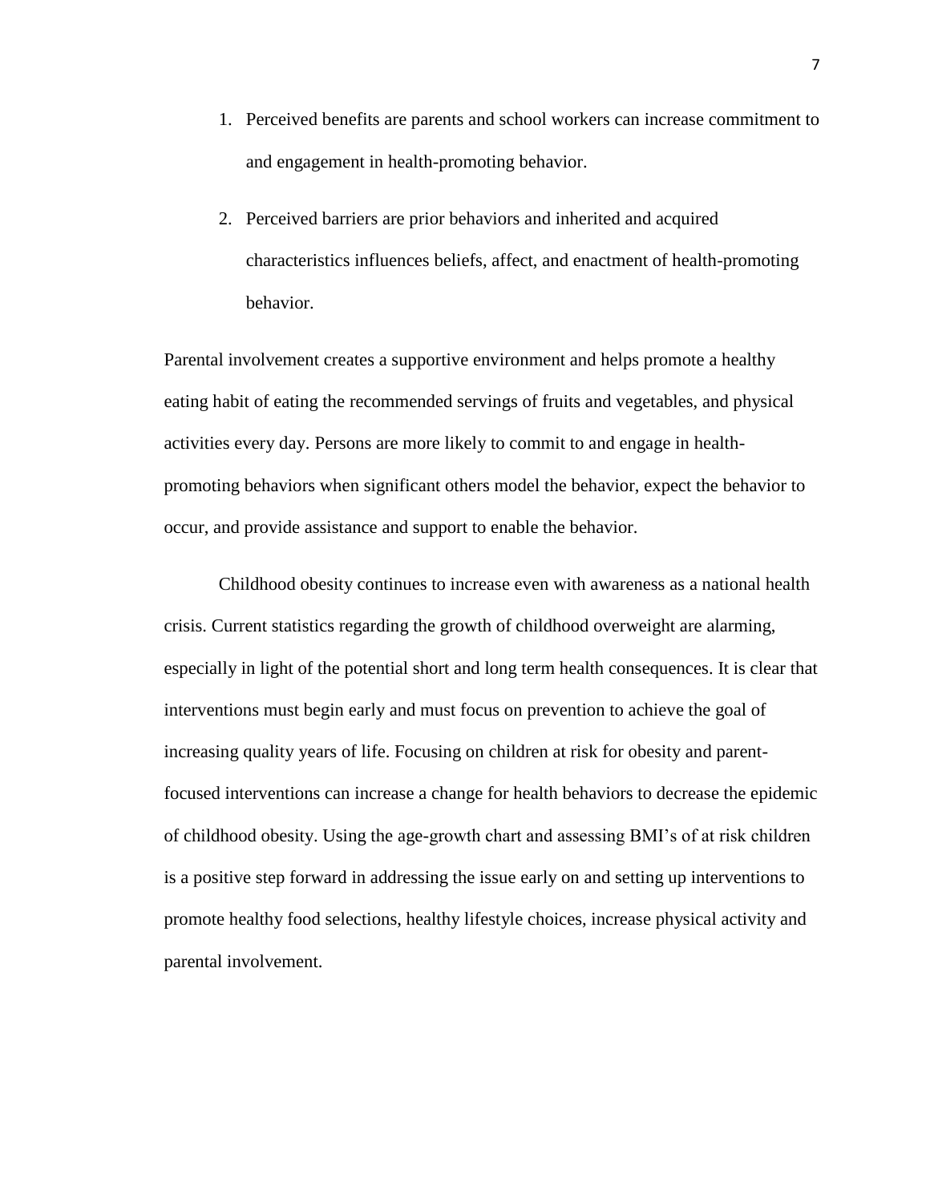1. Perceived benefits are parents and school workers can increase commitment to and engagement in health-promoting behavior.

2. Perceived barriers are prior behaviors and inherited and acquired characteristics influences beliefs, affect, and enactment of health-promoting behavior.

Parental involvement creates a supportive environment and helps promote a healthy eating habit of eating the recommended servings of fruits and vegetables, and physical activities every day. Persons are more likely to commit to and engage in health-promoting behaviors when significant others model the behavior, expect the behavior to occur, and provide assistance and support to enable the behavior.

Childhood obesity continues to increase even with awareness as a national health crisis. Current statistics regarding the growth of childhood overweight are alarming, especially in light of the potential short and long term health consequences. It is clear that interventions must begin early and must focus on prevention to achieve the goal of increasing quality years of life. Focusing on children at risk for obesity and parent-focused interventions can increase a change for health behaviors to decrease the epidemic of childhood obesity. Using the age-growth chart and assessing BMI's of at risk children is a positive step forward in addressing the issue early on and setting up interventions to promote healthy food selections, healthy lifestyle choices, increase physical activity and parental involvement.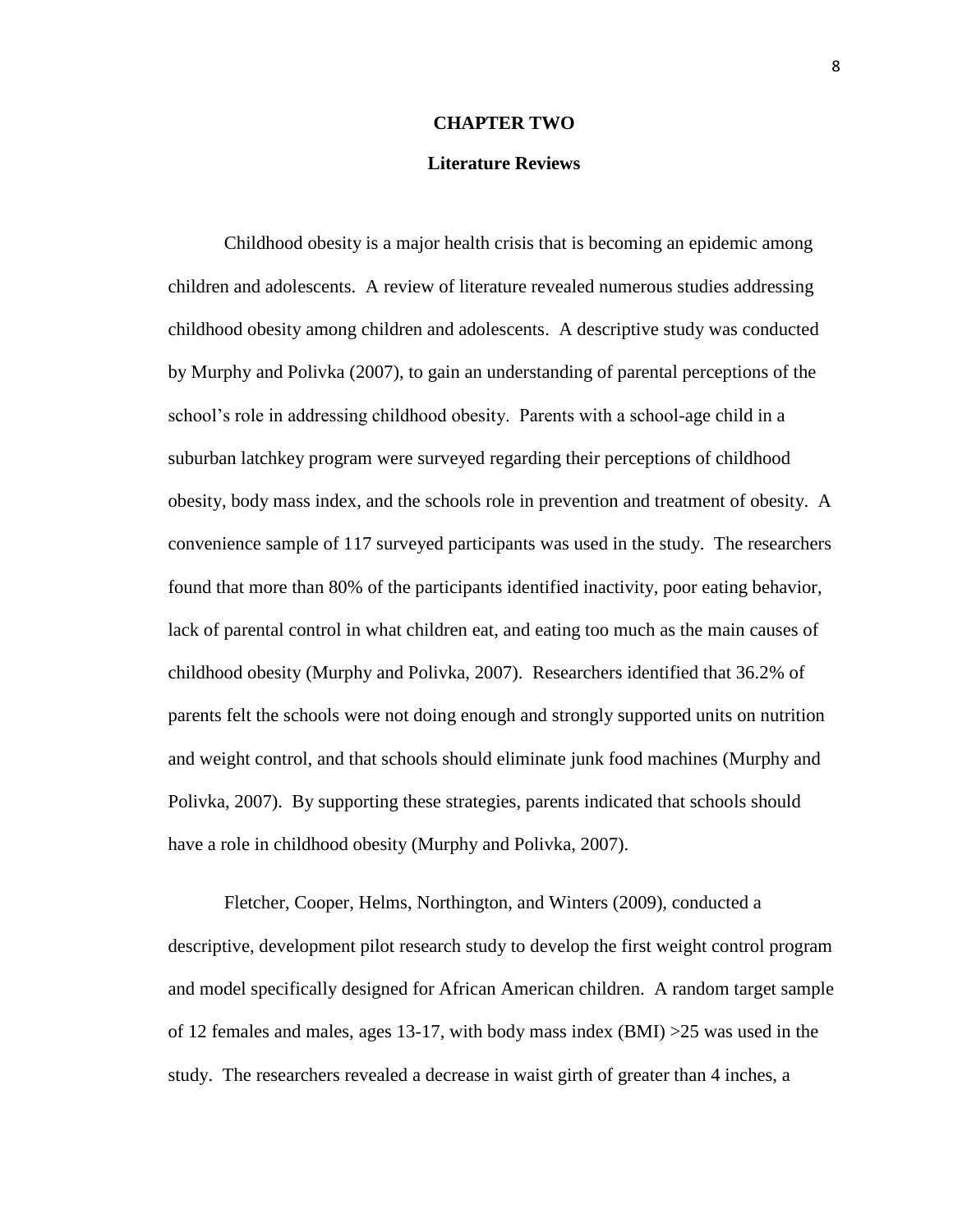# CHAPTER TWO

## Literature Reviews

Childhood obesity is a major health crisis that is becoming an epidemic among children and adolescents. A review of literature revealed numerous studies addressing childhood obesity among children and adolescents. A descriptive study was conducted by Murphy and Polivka (2007), to gain an understanding of parental perceptions of the school's role in addressing childhood obesity. Parents with a school-age child in a suburban latchkey program were surveyed regarding their perceptions of childhood obesity, body mass index, and the schools role in prevention and treatment of obesity. A convenience sample of 117 surveyed participants was used in the study. The researchers found that more than 80% of the participants identified inactivity, poor eating behavior, lack of parental control in what children eat, and eating too much as the main causes of childhood obesity (Murphy and Polivka, 2007). Researchers identified that 36.2% of parents felt the schools were not doing enough and strongly supported units on nutrition and weight control, and that schools should eliminate junk food machines (Murphy and Polivka, 2007). By supporting these strategies, parents indicated that schools should have a role in childhood obesity (Murphy and Polivka, 2007).

Fletcher, Cooper, Helms, Northington, and Winters (2009), conducted a descriptive, development pilot research study to develop the first weight control program and model specifically designed for African American children. A random target sample of 12 females and males, ages 13-17, with body mass index (BMI) >25 was used in the study. The researchers revealed a decrease in waist girth of greater than 4 inches, a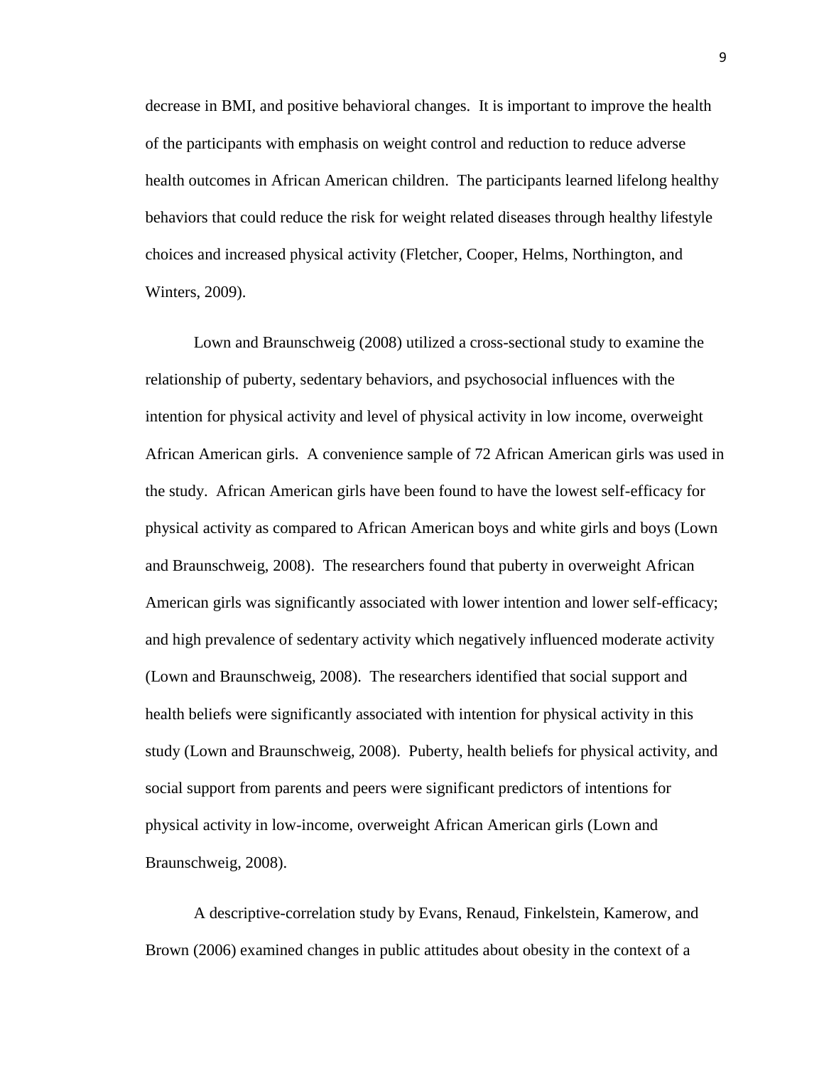decrease in BMI, and positive behavioral changes. It is important to improve the health of the participants with emphasis on weight control and reduction to reduce adverse health outcomes in African American children. The participants learned lifelong healthy behaviors that could reduce the risk for weight related diseases through healthy lifestyle choices and increased physical activity (Fletcher, Cooper, Helms, Northington, and Winters, 2009).

Lown and Braunschweig (2008) utilized a cross-sectional study to examine the relationship of puberty, sedentary behaviors, and psychosocial influences with the intention for physical activity and level of physical activity in low income, overweight African American girls. A convenience sample of 72 African American girls was used in the study. African American girls have been found to have the lowest self-efficacy for physical activity as compared to African American boys and white girls and boys (Lown and Braunschweig, 2008). The researchers found that puberty in overweight African American girls was significantly associated with lower intention and lower self-efficacy; and high prevalence of sedentary activity which negatively influenced moderate activity (Lown and Braunschweig, 2008). The researchers identified that social support and health beliefs were significantly associated with intention for physical activity in this study (Lown and Braunschweig, 2008). Puberty, health beliefs for physical activity, and social support from parents and peers were significant predictors of intentions for physical activity in low-income, overweight African American girls (Lown and Braunschweig, 2008).

A descriptive-correlation study by Evans, Renaud, Finkelstein, Kamerow, and Brown (2006) examined changes in public attitudes about obesity in the context of a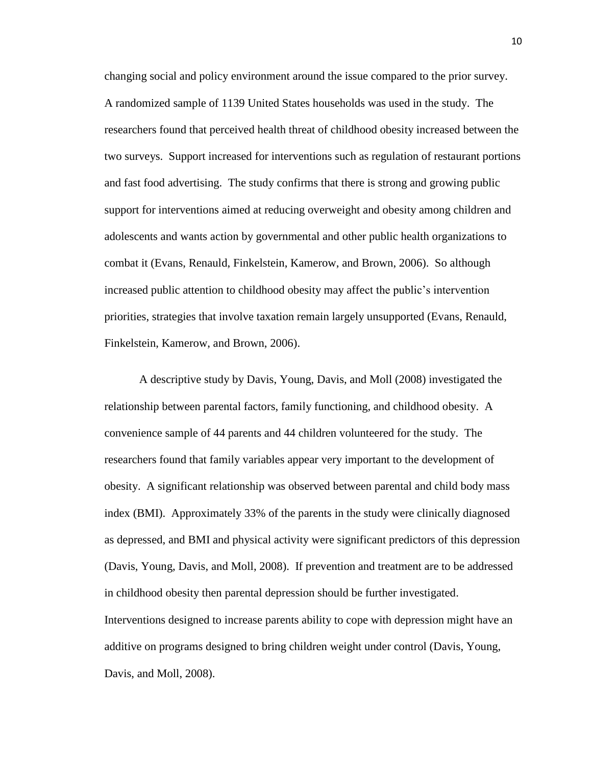changing social and policy environment around the issue compared to the prior survey. A randomized sample of 1139 United States households was used in the study. The researchers found that perceived health threat of childhood obesity increased between the two surveys. Support increased for interventions such as regulation of restaurant portions and fast food advertising. The study confirms that there is strong and growing public support for interventions aimed at reducing overweight and obesity among children and adolescents and wants action by governmental and other public health organizations to combat it (Evans, Renauld, Finkelstein, Kamerow, and Brown, 2006). So although increased public attention to childhood obesity may affect the public's intervention priorities, strategies that involve taxation remain largely unsupported (Evans, Renauld, Finkelstein, Kamerow, and Brown, 2006).

A descriptive study by Davis, Young, Davis, and Moll (2008) investigated the relationship between parental factors, family functioning, and childhood obesity. A convenience sample of 44 parents and 44 children volunteered for the study. The researchers found that family variables appear very important to the development of obesity. A significant relationship was observed between parental and child body mass index (BMI). Approximately 33% of the parents in the study were clinically diagnosed as depressed, and BMI and physical activity were significant predictors of this depression (Davis, Young, Davis, and Moll, 2008). If prevention and treatment are to be addressed in childhood obesity then parental depression should be further investigated. Interventions designed to increase parents ability to cope with depression might have an additive on programs designed to bring children weight under control (Davis, Young, Davis, and Moll, 2008).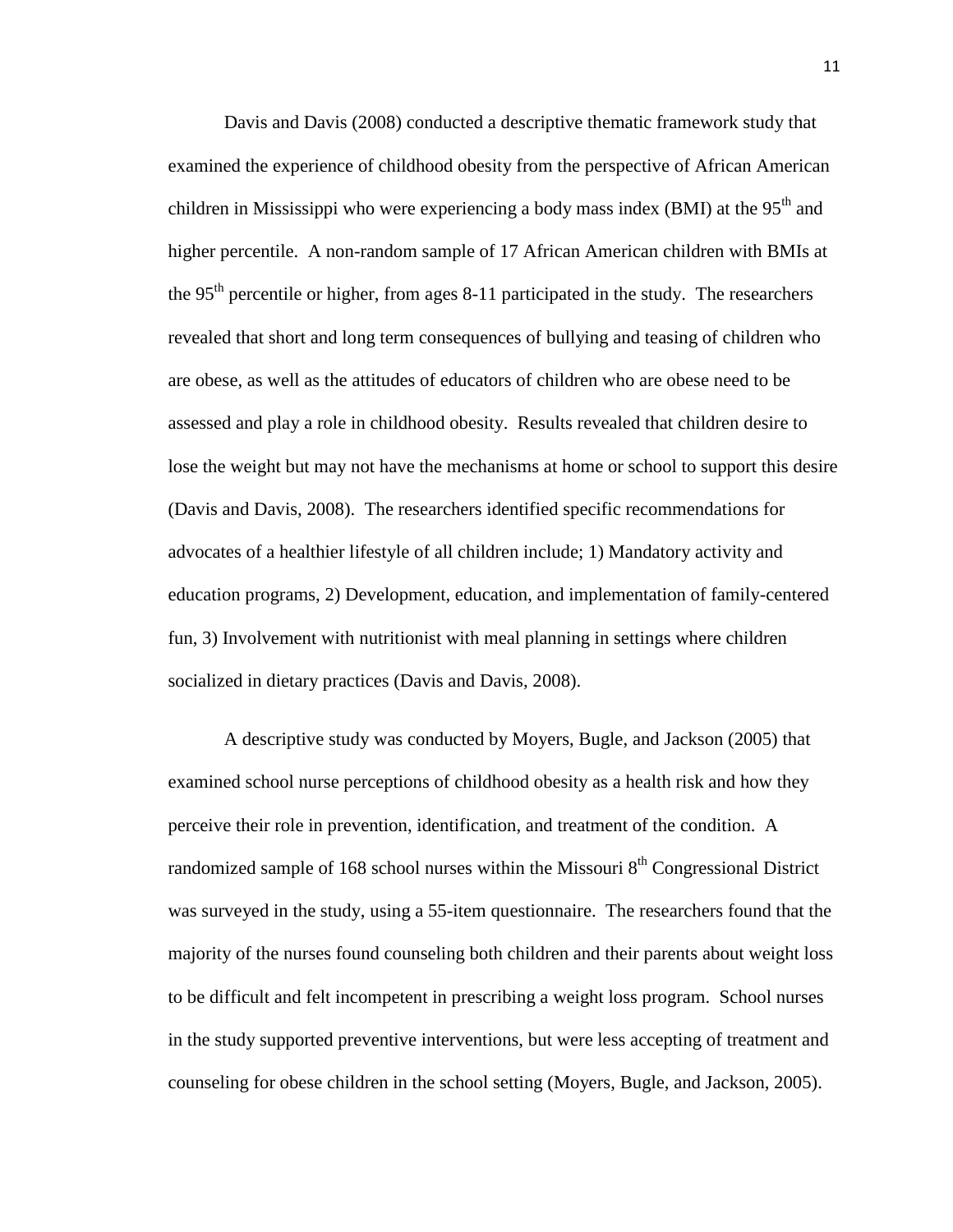Davis and Davis (2008) conducted a descriptive thematic framework study that examined the experience of childhood obesity from the perspective of African American children in Mississippi who were experiencing a body mass index (BMI) at the 95$^{th}$ and higher percentile. A non-random sample of 17 African American children with BMIs at the 95$^{th}$ percentile or higher, from ages 8-11 participated in the study. The researchers revealed that short and long term consequences of bullying and teasing of children who are obese, as well as the attitudes of educators of children who are obese need to be assessed and play a role in childhood obesity. Results revealed that children desire to lose the weight but may not have the mechanisms at home or school to support this desire (Davis and Davis, 2008). The researchers identified specific recommendations for advocates of a healthier lifestyle of all children include; 1) Mandatory activity and education programs, 2) Development, education, and implementation of family-centered fun, 3) Involvement with nutritionist with meal planning in settings where children socialized in dietary practices (Davis and Davis, 2008).

A descriptive study was conducted by Moyers, Bugle, and Jackson (2005) that examined school nurse perceptions of childhood obesity as a health risk and how they perceive their role in prevention, identification, and treatment of the condition. A randomized sample of 168 school nurses within the Missouri 8$^{th}$ Congressional District was surveyed in the study, using a 55-item questionnaire. The researchers found that the majority of the nurses found counseling both children and their parents about weight loss to be difficult and felt incompetent in prescribing a weight loss program. School nurses in the study supported preventive interventions, but were less accepting of treatment and counseling for obese children in the school setting (Moyers, Bugle, and Jackson, 2005).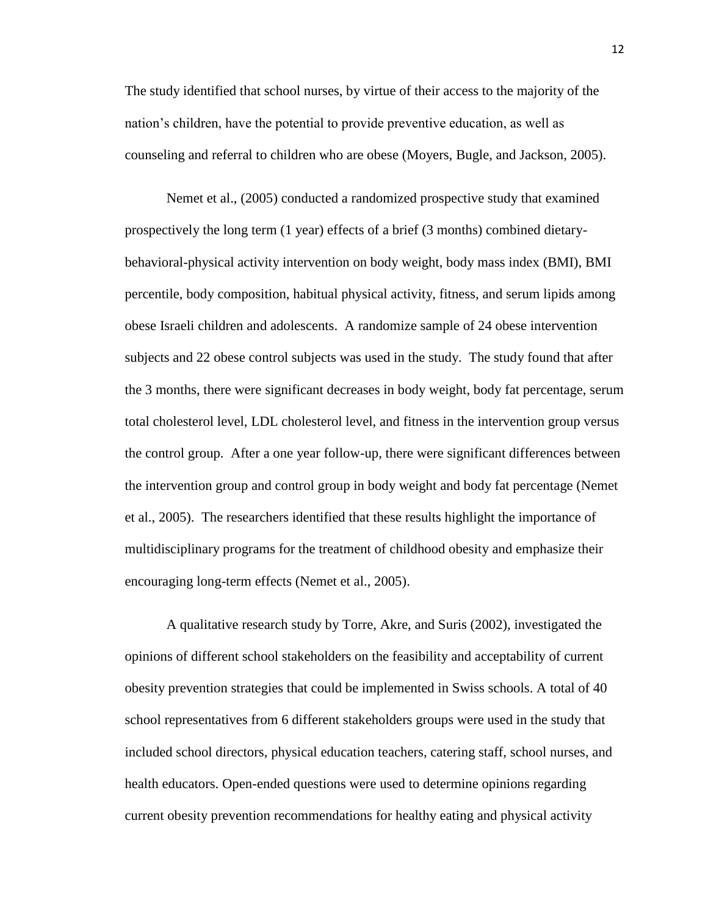The study identified that school nurses, by virtue of their access to the majority of the nation's children, have the potential to provide preventive education, as well as counseling and referral to children who are obese (Moyers, Bugle, and Jackson, 2005).

Nemet et al., (2005) conducted a randomized prospective study that examined prospectively the long term (1 year) effects of a brief (3 months) combined dietary-behavioral-physical activity intervention on body weight, body mass index (BMI), BMI percentile, body composition, habitual physical activity, fitness, and serum lipids among obese Israeli children and adolescents. A randomize sample of 24 obese intervention subjects and 22 obese control subjects was used in the study. The study found that after the 3 months, there were significant decreases in body weight, body fat percentage, serum total cholesterol level, LDL cholesterol level, and fitness in the intervention group versus the control group. After a one year follow-up, there were significant differences between the intervention group and control group in body weight and body fat percentage (Nemet et al., 2005). The researchers identified that these results highlight the importance of multidisciplinary programs for the treatment of childhood obesity and emphasize their encouraging long-term effects (Nemet et al., 2005).

A qualitative research study by Torre, Akre, and Suris (2002), investigated the opinions of different school stakeholders on the feasibility and acceptability of current obesity prevention strategies that could be implemented in Swiss schools. A total of 40 school representatives from 6 different stakeholders groups were used in the study that included school directors, physical education teachers, catering staff, school nurses, and health educators. Open-ended questions were used to determine opinions regarding current obesity prevention recommendations for healthy eating and physical activity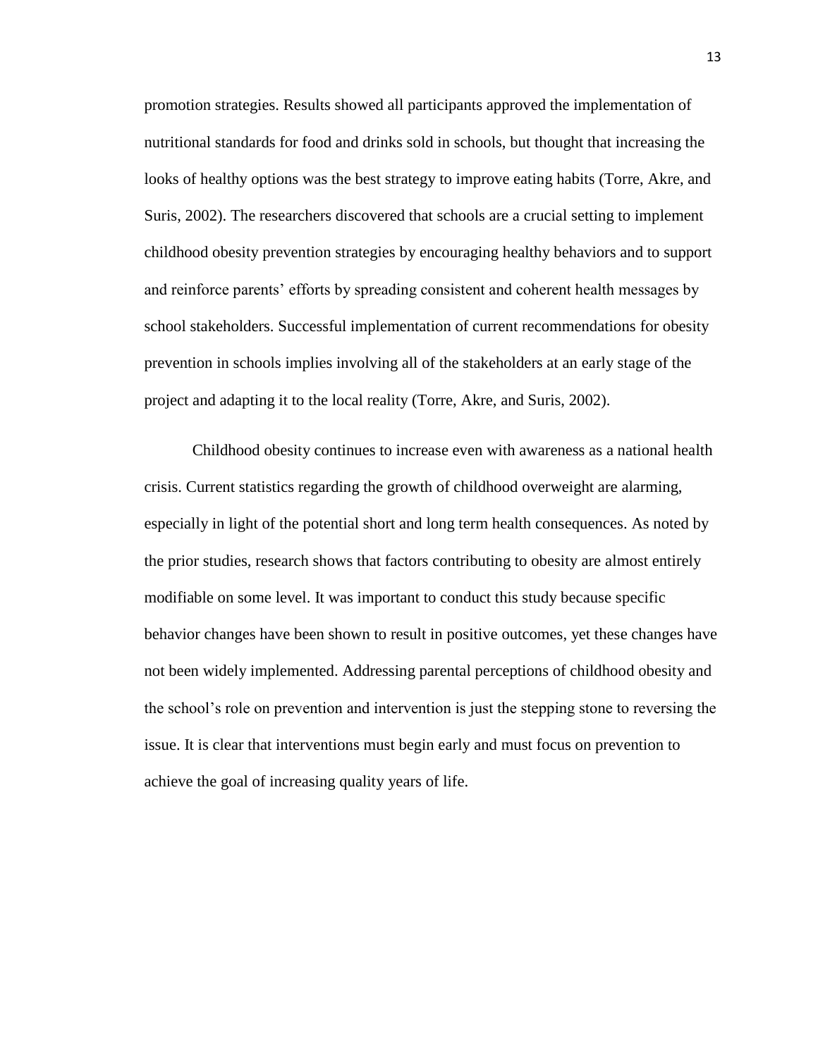promotion strategies. Results showed all participants approved the implementation of nutritional standards for food and drinks sold in schools, but thought that increasing the looks of healthy options was the best strategy to improve eating habits (Torre, Akre, and Suris, 2002). The researchers discovered that schools are a crucial setting to implement childhood obesity prevention strategies by encouraging healthy behaviors and to support and reinforce parents' efforts by spreading consistent and coherent health messages by school stakeholders. Successful implementation of current recommendations for obesity prevention in schools implies involving all of the stakeholders at an early stage of the project and adapting it to the local reality (Torre, Akre, and Suris, 2002).

Childhood obesity continues to increase even with awareness as a national health crisis. Current statistics regarding the growth of childhood overweight are alarming, especially in light of the potential short and long term health consequences. As noted by the prior studies, research shows that factors contributing to obesity are almost entirely modifiable on some level. It was important to conduct this study because specific behavior changes have been shown to result in positive outcomes, yet these changes have not been widely implemented. Addressing parental perceptions of childhood obesity and the school's role on prevention and intervention is just the stepping stone to reversing the issue. It is clear that interventions must begin early and must focus on prevention to achieve the goal of increasing quality years of life.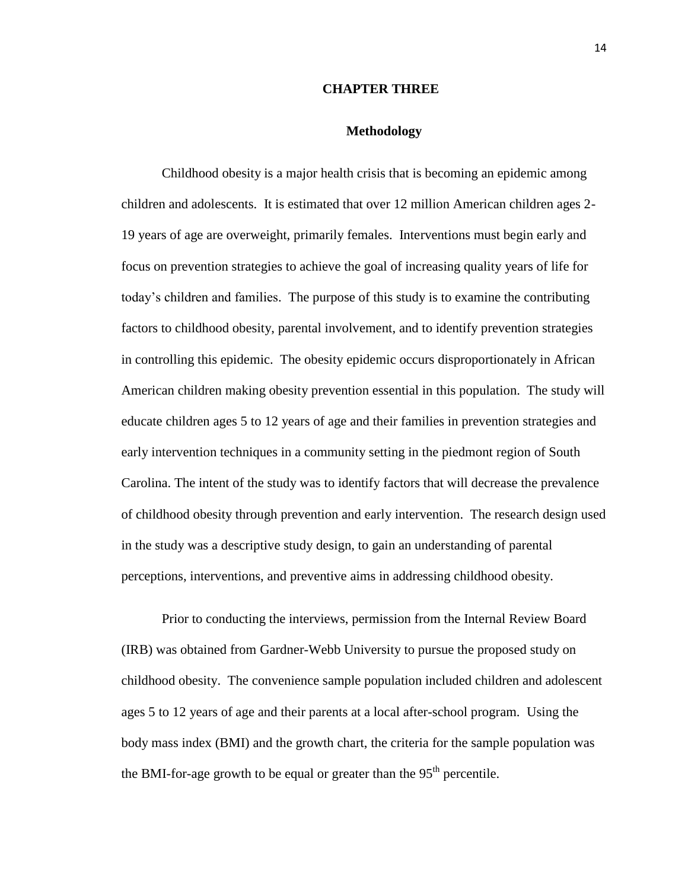# CHAPTER THREE

## Methodology

Childhood obesity is a major health crisis that is becoming an epidemic among children and adolescents. It is estimated that over 12 million American children ages 2-19 years of age are overweight, primarily females. Interventions must begin early and focus on prevention strategies to achieve the goal of increasing quality years of life for today's children and families. The purpose of this study is to examine the contributing factors to childhood obesity, parental involvement, and to identify prevention strategies in controlling this epidemic. The obesity epidemic occurs disproportionately in African American children making obesity prevention essential in this population. The study will educate children ages 5 to 12 years of age and their families in prevention strategies and early intervention techniques in a community setting in the piedmont region of South Carolina. The intent of the study was to identify factors that will decrease the prevalence of childhood obesity through prevention and early intervention. The research design used in the study was a descriptive study design, to gain an understanding of parental perceptions, interventions, and preventive aims in addressing childhood obesity.

Prior to conducting the interviews, permission from the Internal Review Board (IRB) was obtained from Gardner-Webb University to pursue the proposed study on childhood obesity. The convenience sample population included children and adolescent ages 5 to 12 years of age and their parents at a local after-school program. Using the body mass index (BMI) and the growth chart, the criteria for the sample population was the BMI-for-age growth to be equal or greater than the $95^{th}$ percentile.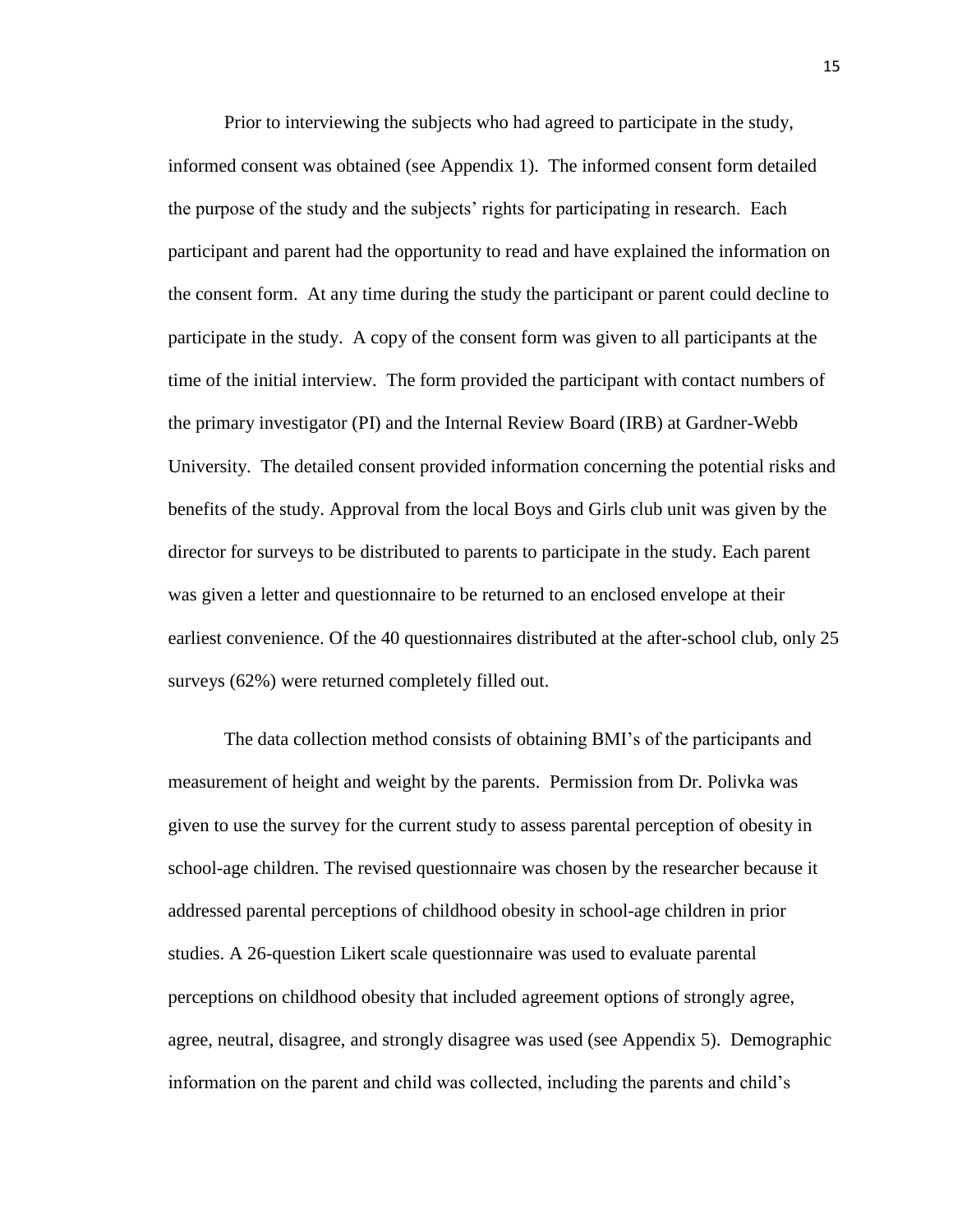Prior to interviewing the subjects who had agreed to participate in the study, informed consent was obtained (see Appendix 1). The informed consent form detailed the purpose of the study and the subjects' rights for participating in research. Each participant and parent had the opportunity to read and have explained the information on the consent form. At any time during the study the participant or parent could decline to participate in the study. A copy of the consent form was given to all participants at the time of the initial interview. The form provided the participant with contact numbers of the primary investigator (PI) and the Internal Review Board (IRB) at Gardner-Webb University. The detailed consent provided information concerning the potential risks and benefits of the study. Approval from the local Boys and Girls club unit was given by the director for surveys to be distributed to parents to participate in the study. Each parent was given a letter and questionnaire to be returned to an enclosed envelope at their earliest convenience. Of the 40 questionnaires distributed at the after-school club, only 25 surveys (62%) were returned completely filled out.

The data collection method consists of obtaining BMI's of the participants and measurement of height and weight by the parents. Permission from Dr. Polivka was given to use the survey for the current study to assess parental perception of obesity in school-age children. The revised questionnaire was chosen by the researcher because it addressed parental perceptions of childhood obesity in school-age children in prior studies. A 26-question Likert scale questionnaire was used to evaluate parental perceptions on childhood obesity that included agreement options of strongly agree, agree, neutral, disagree, and strongly disagree was used (see Appendix 5). Demographic information on the parent and child was collected, including the parents and child's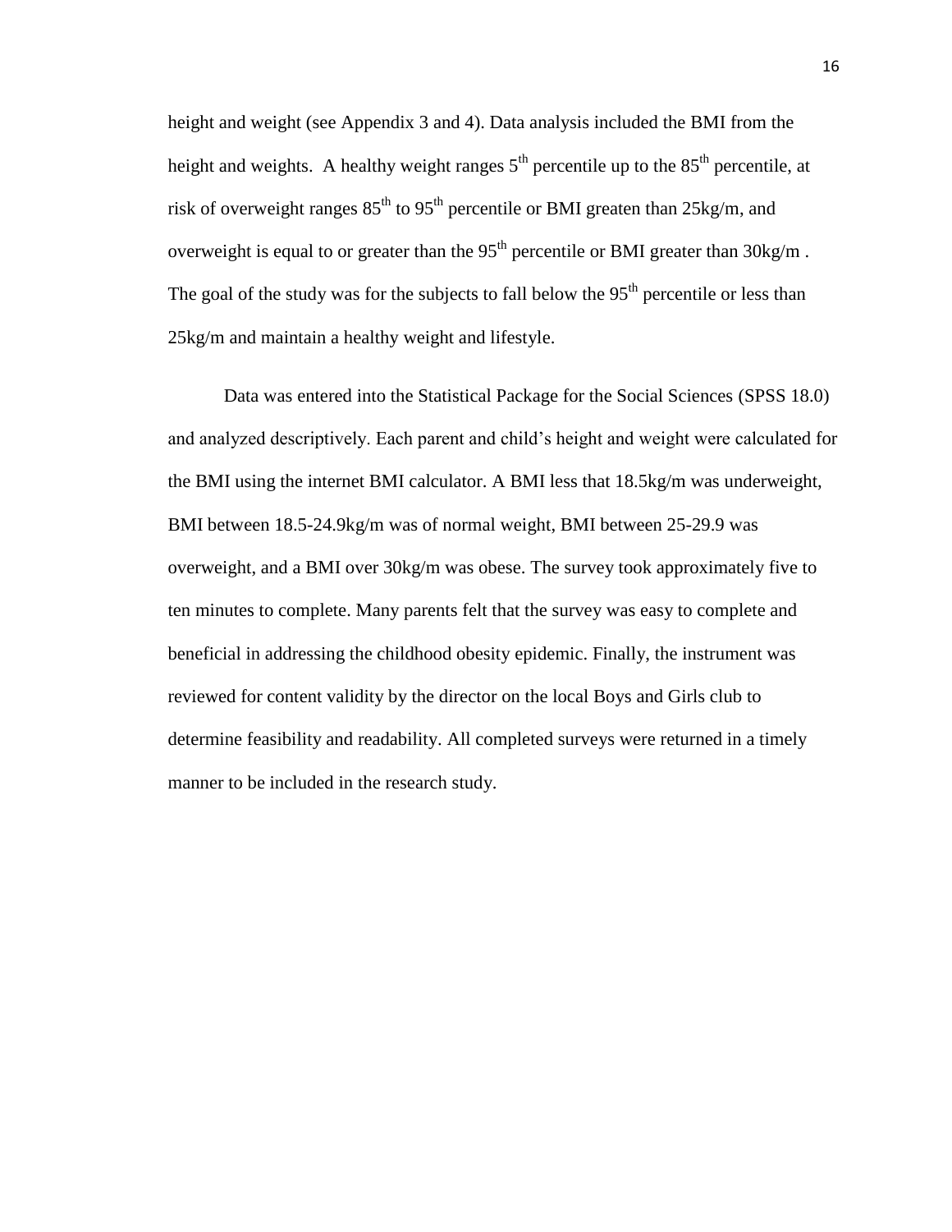height and weight (see Appendix 3 and 4). Data analysis included the BMI from the height and weights. A healthy weight ranges $5^{th}$ percentile up to the $85^{th}$ percentile, at risk of overweight ranges $85^{th}$ to $95^{th}$ percentile or BMI greaten than 25kg/m, and overweight is equal to or greater than the $95^{th}$ percentile or BMI greater than 30kg/m . The goal of the study was for the subjects to fall below the $95^{th}$ percentile or less than 25kg/m and maintain a healthy weight and lifestyle.

Data was entered into the Statistical Package for the Social Sciences (SPSS 18.0) and analyzed descriptively. Each parent and child's height and weight were calculated for the BMI using the internet BMI calculator. A BMI less that 18.5kg/m was underweight, BMI between 18.5-24.9kg/m was of normal weight, BMI between 25-29.9 was overweight, and a BMI over 30kg/m was obese. The survey took approximately five to ten minutes to complete. Many parents felt that the survey was easy to complete and beneficial in addressing the childhood obesity epidemic. Finally, the instrument was reviewed for content validity by the director on the local Boys and Girls club to determine feasibility and readability. All completed surveys were returned in a timely manner to be included in the research study.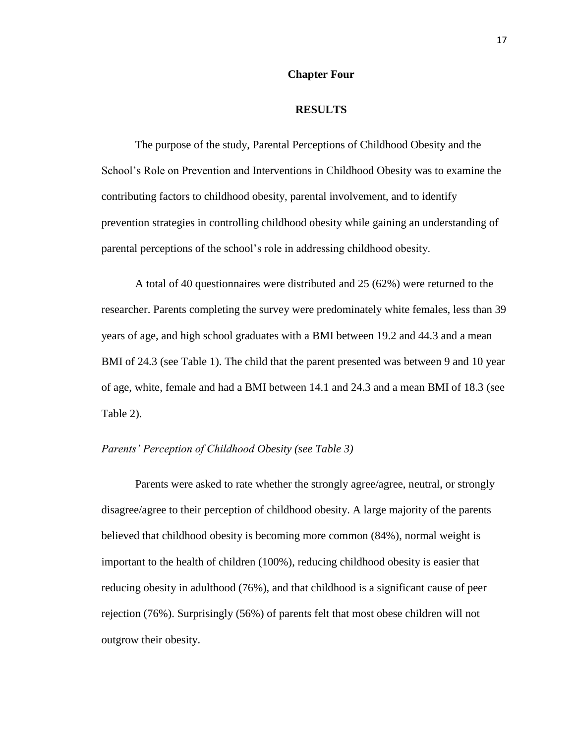# Chapter Four

## RESULTS

The purpose of the study, Parental Perceptions of Childhood Obesity and the School's Role on Prevention and Interventions in Childhood Obesity was to examine the contributing factors to childhood obesity, parental involvement, and to identify prevention strategies in controlling childhood obesity while gaining an understanding of parental perceptions of the school's role in addressing childhood obesity.

A total of 40 questionnaires were distributed and 25 (62%) were returned to the researcher. Parents completing the survey were predominately white females, less than 39 years of age, and high school graduates with a BMI between 19.2 and 44.3 and a mean BMI of 24.3 (see Table 1). The child that the parent presented was between 9 and 10 year of age, white, female and had a BMI between 14.1 and 24.3 and a mean BMI of 18.3 (see Table 2).

*Parents' Perception of Childhood Obesity (see Table 3)*

Parents were asked to rate whether the strongly agree/agree, neutral, or strongly disagree/agree to their perception of childhood obesity. A large majority of the parents believed that childhood obesity is becoming more common (84%), normal weight is important to the health of children (100%), reducing childhood obesity is easier that reducing obesity in adulthood (76%), and that childhood is a significant cause of peer rejection (76%). Surprisingly (56%) of parents felt that most obese children will not outgrow their obesity.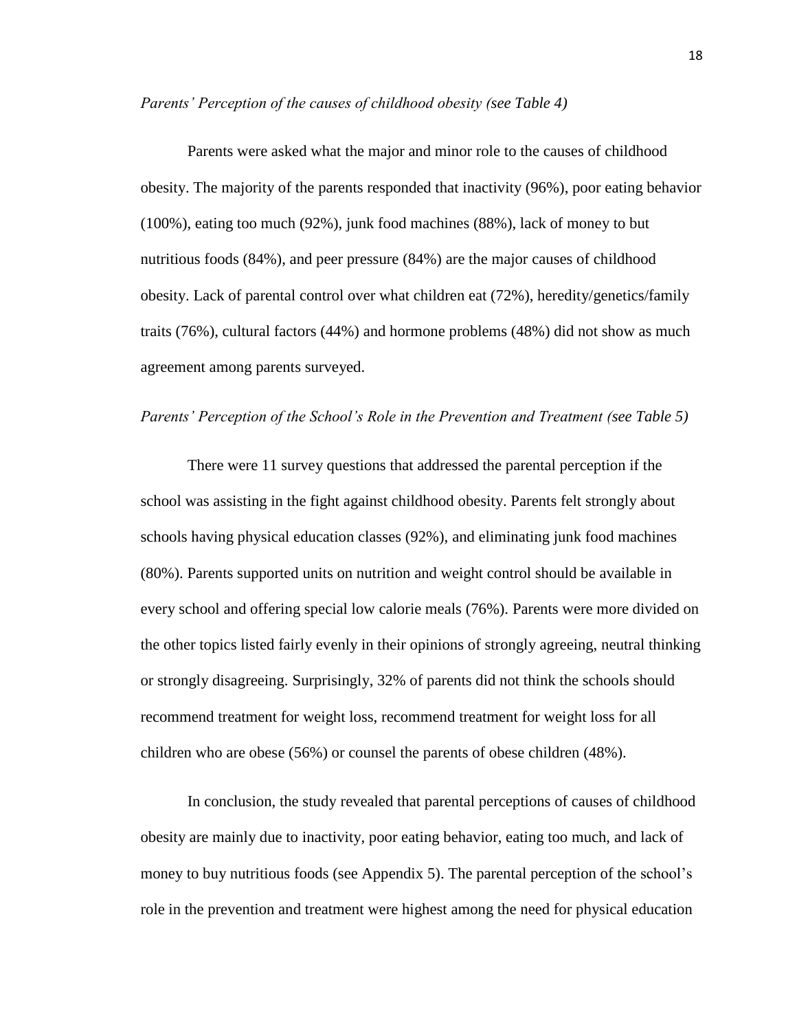*Parents' Perception of the causes of childhood obesity (see Table 4)*

Parents were asked what the major and minor role to the causes of childhood obesity. The majority of the parents responded that inactivity (96%), poor eating behavior (100%), eating too much (92%), junk food machines (88%), lack of money to but nutritious foods (84%), and peer pressure (84%) are the major causes of childhood obesity. Lack of parental control over what children eat (72%), heredity/genetics/family traits (76%), cultural factors (44%) and hormone problems (48%) did not show as much agreement among parents surveyed.

*Parents' Perception of the School's Role in the Prevention and Treatment (see Table 5)*

There were 11 survey questions that addressed the parental perception if the school was assisting in the fight against childhood obesity. Parents felt strongly about schools having physical education classes (92%), and eliminating junk food machines (80%). Parents supported units on nutrition and weight control should be available in every school and offering special low calorie meals (76%). Parents were more divided on the other topics listed fairly evenly in their opinions of strongly agreeing, neutral thinking or strongly disagreeing. Surprisingly, 32% of parents did not think the schools should recommend treatment for weight loss, recommend treatment for weight loss for all children who are obese (56%) or counsel the parents of obese children (48%).

In conclusion, the study revealed that parental perceptions of causes of childhood obesity are mainly due to inactivity, poor eating behavior, eating too much, and lack of money to buy nutritious foods (see Appendix 5). The parental perception of the school's role in the prevention and treatment were highest among the need for physical education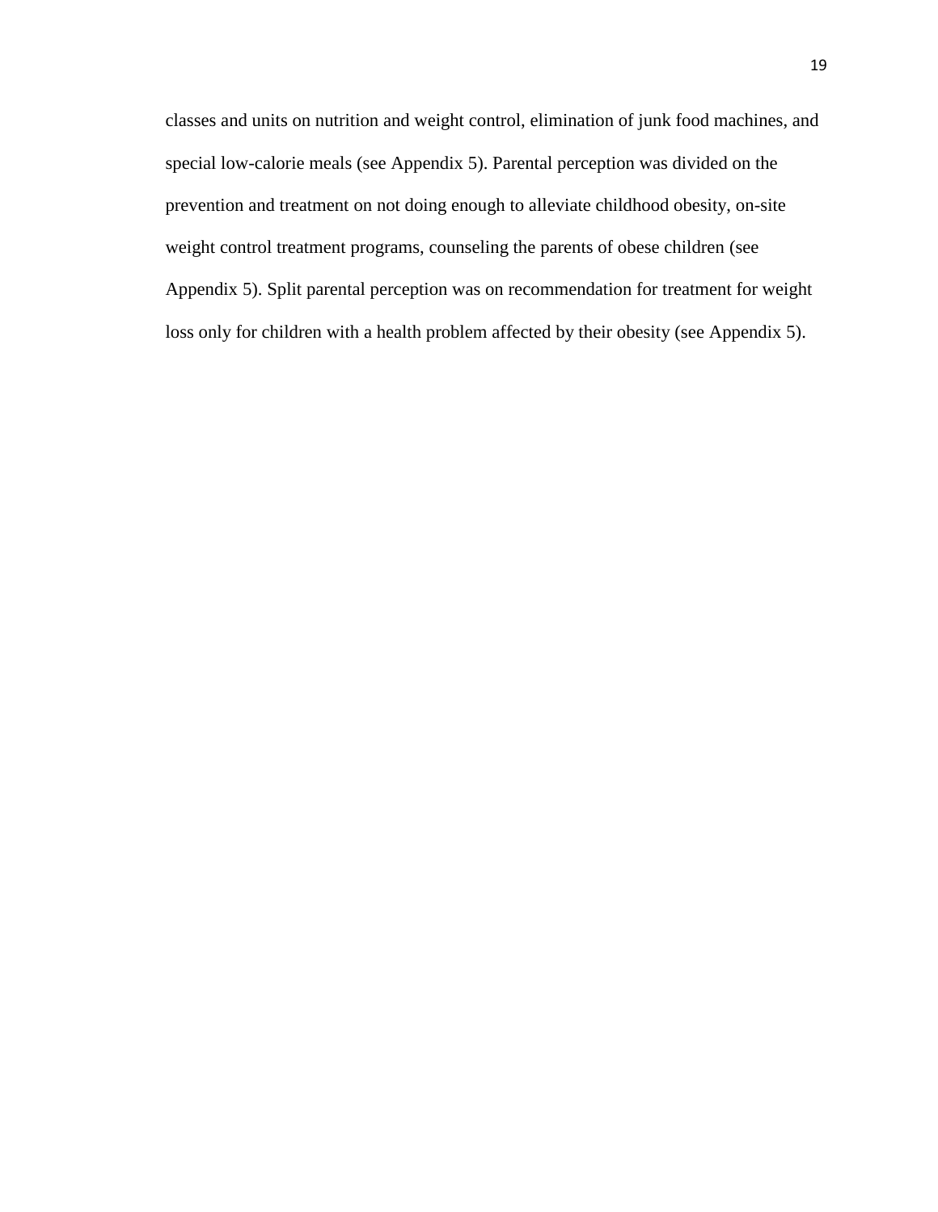classes and units on nutrition and weight control, elimination of junk food machines, and special low-calorie meals (see Appendix 5). Parental perception was divided on the prevention and treatment on not doing enough to alleviate childhood obesity, on-site weight control treatment programs, counseling the parents of obese children (see Appendix 5). Split parental perception was on recommendation for treatment for weight loss only for children with a health problem affected by their obesity (see Appendix 5).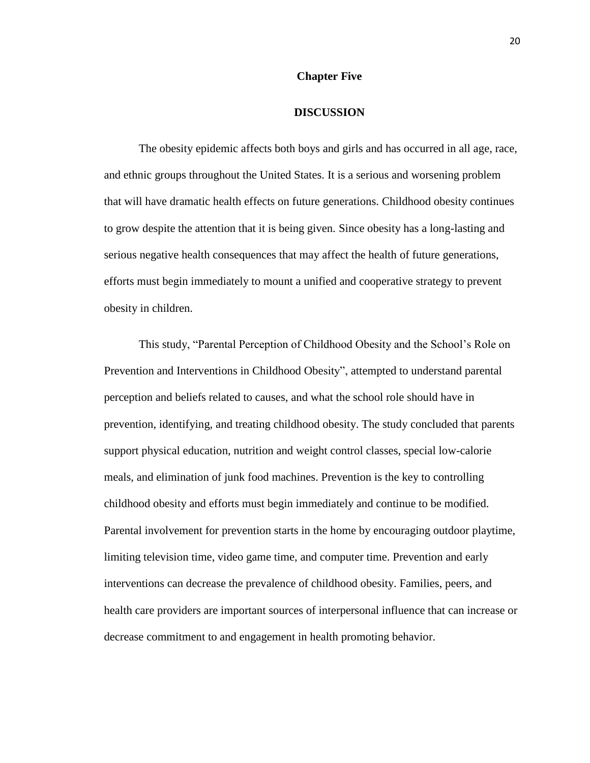# Chapter Five

## DISCUSSION

The obesity epidemic affects both boys and girls and has occurred in all age, race, and ethnic groups throughout the United States. It is a serious and worsening problem that will have dramatic health effects on future generations. Childhood obesity continues to grow despite the attention that it is being given. Since obesity has a long-lasting and serious negative health consequences that may affect the health of future generations, efforts must begin immediately to mount a unified and cooperative strategy to prevent obesity in children.

This study, "Parental Perception of Childhood Obesity and the School's Role on Prevention and Interventions in Childhood Obesity", attempted to understand parental perception and beliefs related to causes, and what the school role should have in prevention, identifying, and treating childhood obesity. The study concluded that parents support physical education, nutrition and weight control classes, special low-calorie meals, and elimination of junk food machines. Prevention is the key to controlling childhood obesity and efforts must begin immediately and continue to be modified. Parental involvement for prevention starts in the home by encouraging outdoor playtime, limiting television time, video game time, and computer time. Prevention and early interventions can decrease the prevalence of childhood obesity. Families, peers, and health care providers are important sources of interpersonal influence that can increase or decrease commitment to and engagement in health promoting behavior.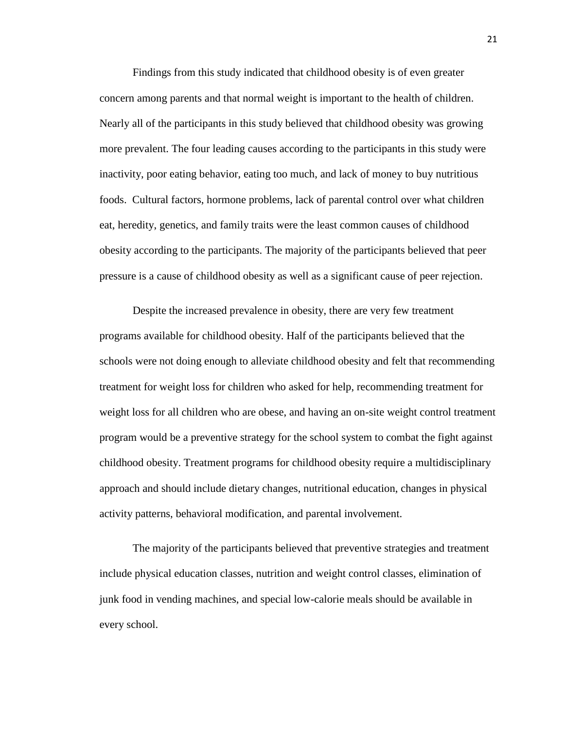Findings from this study indicated that childhood obesity is of even greater concern among parents and that normal weight is important to the health of children. Nearly all of the participants in this study believed that childhood obesity was growing more prevalent. The four leading causes according to the participants in this study were inactivity, poor eating behavior, eating too much, and lack of money to buy nutritious foods. Cultural factors, hormone problems, lack of parental control over what children eat, heredity, genetics, and family traits were the least common causes of childhood obesity according to the participants. The majority of the participants believed that peer pressure is a cause of childhood obesity as well as a significant cause of peer rejection.

Despite the increased prevalence in obesity, there are very few treatment programs available for childhood obesity. Half of the participants believed that the schools were not doing enough to alleviate childhood obesity and felt that recommending treatment for weight loss for children who asked for help, recommending treatment for weight loss for all children who are obese, and having an on-site weight control treatment program would be a preventive strategy for the school system to combat the fight against childhood obesity. Treatment programs for childhood obesity require a multidisciplinary approach and should include dietary changes, nutritional education, changes in physical activity patterns, behavioral modification, and parental involvement.

The majority of the participants believed that preventive strategies and treatment include physical education classes, nutrition and weight control classes, elimination of junk food in vending machines, and special low-calorie meals should be available in every school.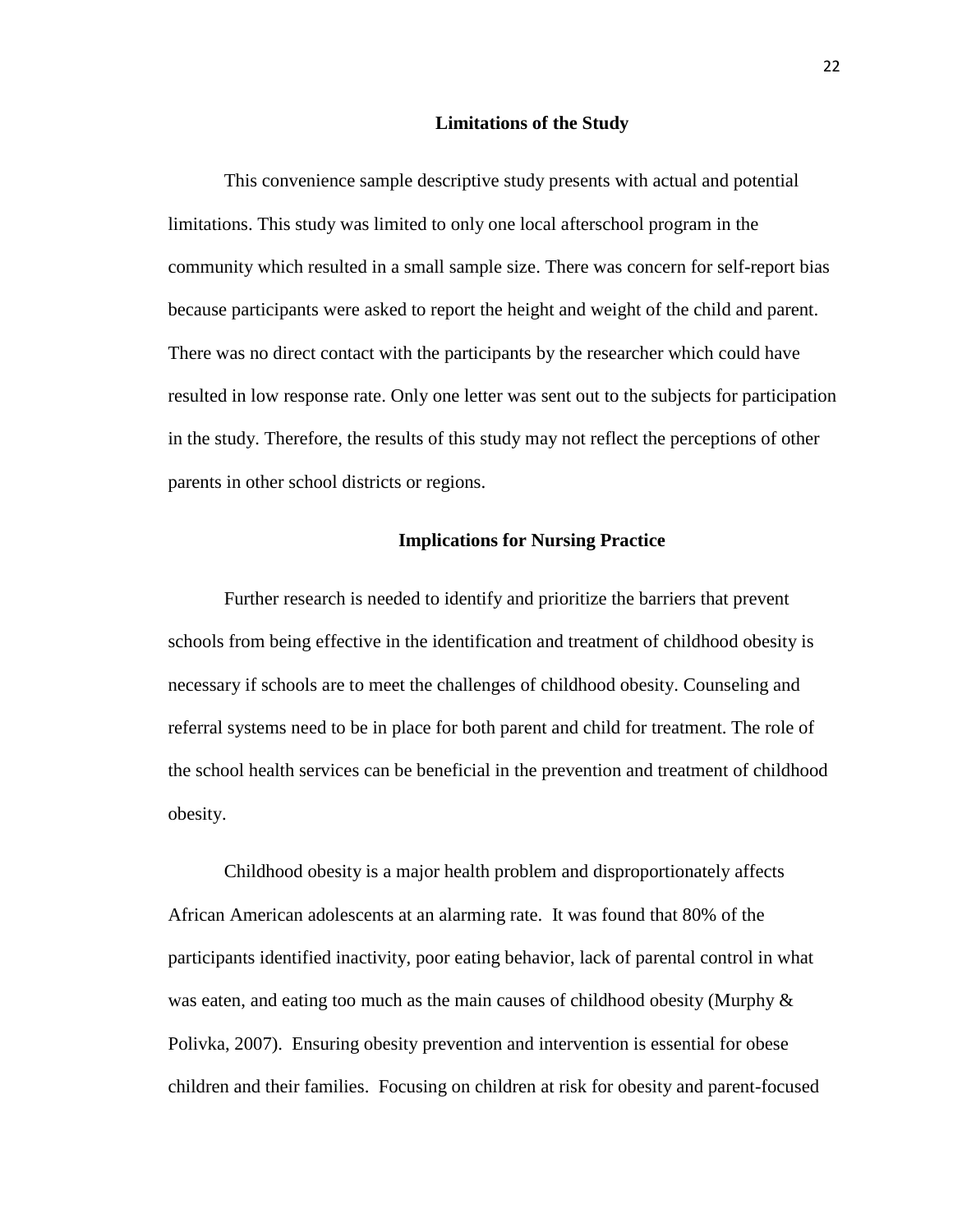## Limitations of the Study

This convenience sample descriptive study presents with actual and potential limitations. This study was limited to only one local afterschool program in the community which resulted in a small sample size. There was concern for self-report bias because participants were asked to report the height and weight of the child and parent. There was no direct contact with the participants by the researcher which could have resulted in low response rate. Only one letter was sent out to the subjects for participation in the study. Therefore, the results of this study may not reflect the perceptions of other parents in other school districts or regions.

## Implications for Nursing Practice

Further research is needed to identify and prioritize the barriers that prevent schools from being effective in the identification and treatment of childhood obesity is necessary if schools are to meet the challenges of childhood obesity. Counseling and referral systems need to be in place for both parent and child for treatment. The role of the school health services can be beneficial in the prevention and treatment of childhood obesity.

Childhood obesity is a major health problem and disproportionately affects African American adolescents at an alarming rate. It was found that 80% of the participants identified inactivity, poor eating behavior, lack of parental control in what was eaten, and eating too much as the main causes of childhood obesity (Murphy & Polivka, 2007). Ensuring obesity prevention and intervention is essential for obese children and their families. Focusing on children at risk for obesity and parent-focused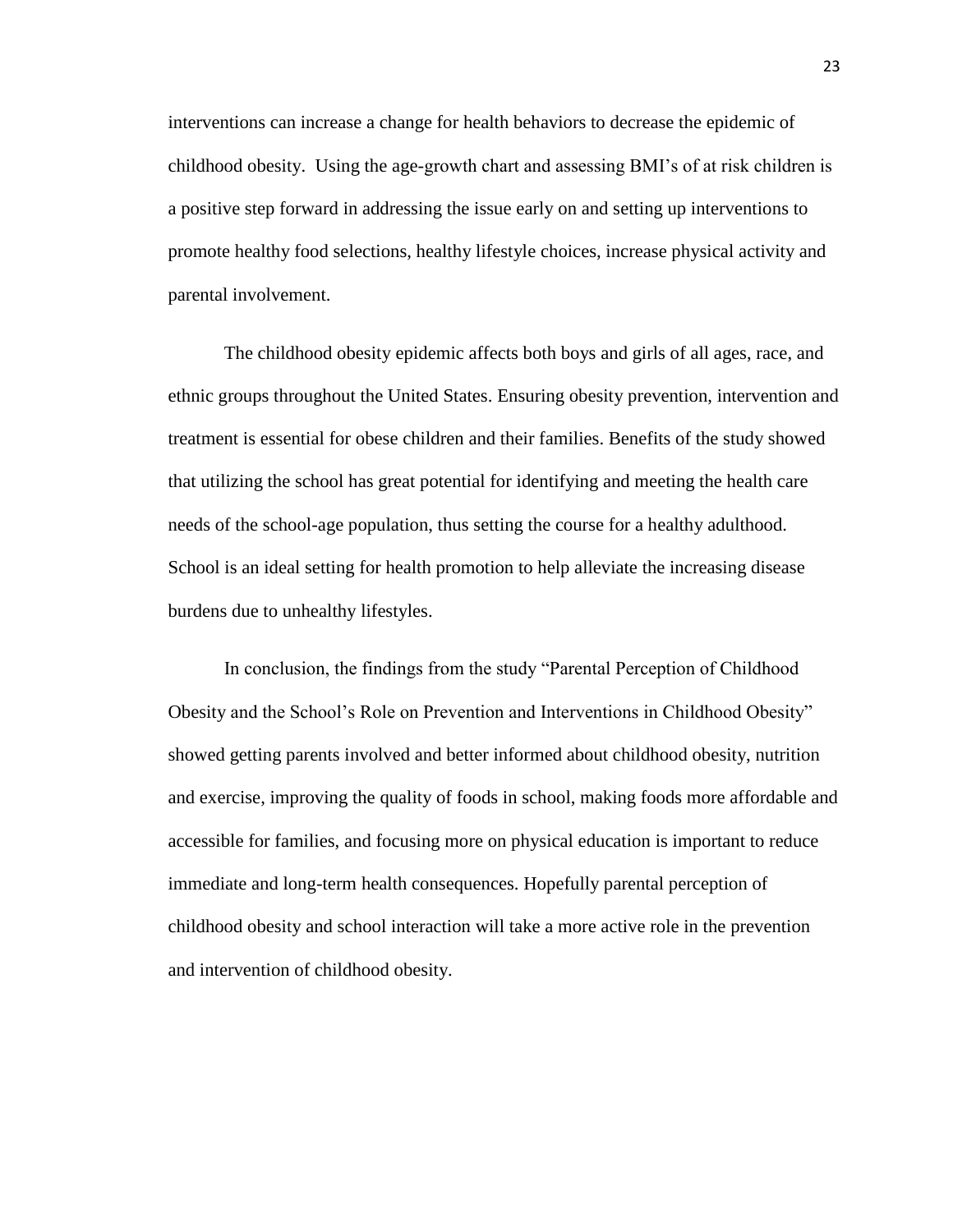interventions can increase a change for health behaviors to decrease the epidemic of childhood obesity.  Using the age-growth chart and assessing BMI's of at risk children is a positive step forward in addressing the issue early on and setting up interventions to promote healthy food selections, healthy lifestyle choices, increase physical activity and parental involvement.

The childhood obesity epidemic affects both boys and girls of all ages, race, and ethnic groups throughout the United States. Ensuring obesity prevention, intervention and treatment is essential for obese children and their families. Benefits of the study showed that utilizing the school has great potential for identifying and meeting the health care needs of the school-age population, thus setting the course for a healthy adulthood. School is an ideal setting for health promotion to help alleviate the increasing disease burdens due to unhealthy lifestyles.

In conclusion, the findings from the study "Parental Perception of Childhood Obesity and the School's Role on Prevention and Interventions in Childhood Obesity" showed getting parents involved and better informed about childhood obesity, nutrition and exercise, improving the quality of foods in school, making foods more affordable and accessible for families, and focusing more on physical education is important to reduce immediate and long-term health consequences. Hopefully parental perception of childhood obesity and school interaction will take a more active role in the prevention and intervention of childhood obesity.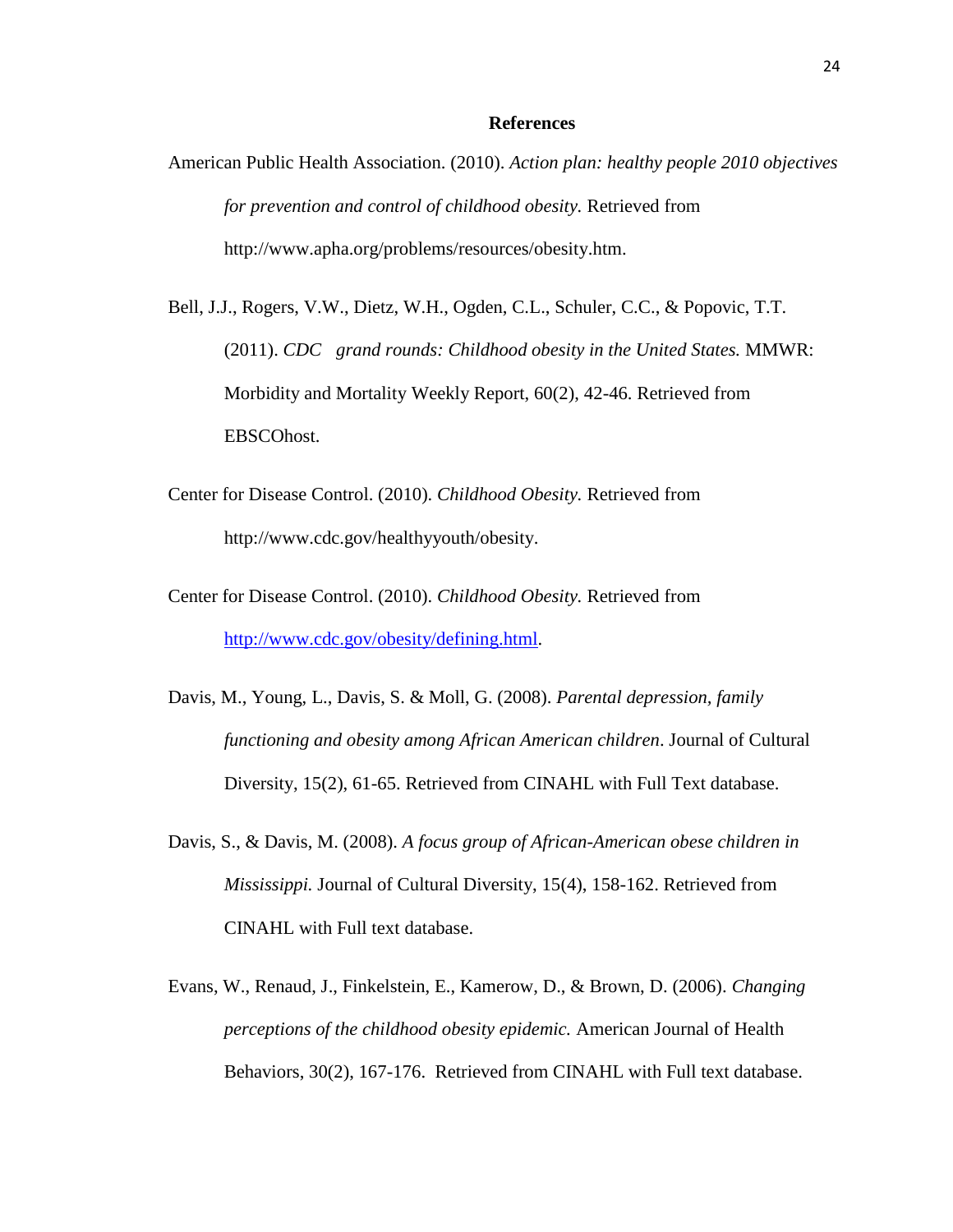## References

American Public Health Association. (2010). *Action plan: healthy people 2010 objectives for prevention and control of childhood obesity.* Retrieved from http://www.apha.org/problems/resources/obesity.htm.

Bell, J.J., Rogers, V.W., Dietz, W.H., Ogden, C.L., Schuler, C.C., & Popovic, T.T. (2011). *CDC grand rounds: Childhood obesity in the United States.* MMWR: Morbidity and Mortality Weekly Report, 60(2), 42-46. Retrieved from EBSCOhost.

Center for Disease Control. (2010). *Childhood Obesity.* Retrieved from http://www.cdc.gov/healthyyouth/obesity.

Center for Disease Control. (2010). *Childhood Obesity.* Retrieved from http://www.cdc.gov/obesity/defining.html.

Davis, M., Young, L., Davis, S. & Moll, G. (2008). *Parental depression, family functioning and obesity among African American children*. Journal of Cultural Diversity, 15(2), 61-65. Retrieved from CINAHL with Full Text database.

Davis, S., & Davis, M. (2008). *A focus group of African-American obese children in Mississippi.* Journal of Cultural Diversity, 15(4), 158-162. Retrieved from CINAHL with Full text database.

Evans, W., Renaud, J., Finkelstein, E., Kamerow, D., & Brown, D. (2006). *Changing perceptions of the childhood obesity epidemic.* American Journal of Health Behaviors, 30(2), 167-176. Retrieved from CINAHL with Full text database.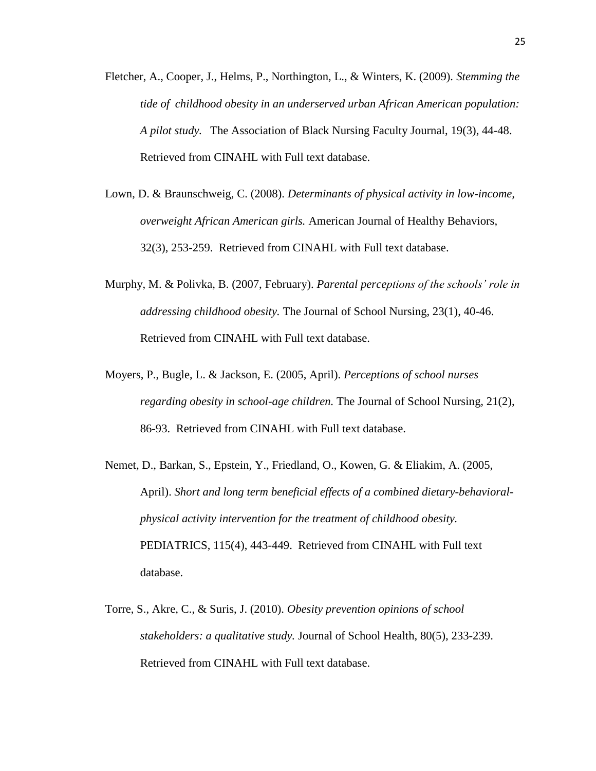Fletcher, A., Cooper, J., Helms, P., Northington, L., & Winters, K. (2009). *Stemming the tide of childhood obesity in an underserved urban African American population: A pilot study.* The Association of Black Nursing Faculty Journal, 19(3), 44-48. Retrieved from CINAHL with Full text database.

Lown, D. & Braunschweig, C. (2008). *Determinants of physical activity in low-income, overweight African American girls.* American Journal of Healthy Behaviors, 32(3), 253-259. Retrieved from CINAHL with Full text database.

Murphy, M. & Polivka, B. (2007, February). *Parental perceptions of the schools' role in addressing childhood obesity.* The Journal of School Nursing, 23(1), 40-46. Retrieved from CINAHL with Full text database.

Moyers, P., Bugle, L. & Jackson, E. (2005, April). *Perceptions of school nurses regarding obesity in school-age children.* The Journal of School Nursing, 21(2), 86-93. Retrieved from CINAHL with Full text database.

Nemet, D., Barkan, S., Epstein, Y., Friedland, O., Kowen, G. & Eliakim, A. (2005, April). *Short and long term beneficial effects of a combined dietary-behavioral-physical activity intervention for the treatment of childhood obesity.* PEDIATRICS, 115(4), 443-449. Retrieved from CINAHL with Full text database.

Torre, S., Akre, C., & Suris, J. (2010). *Obesity prevention opinions of school stakeholders: a qualitative study.* Journal of School Health, 80(5), 233-239. Retrieved from CINAHL with Full text database.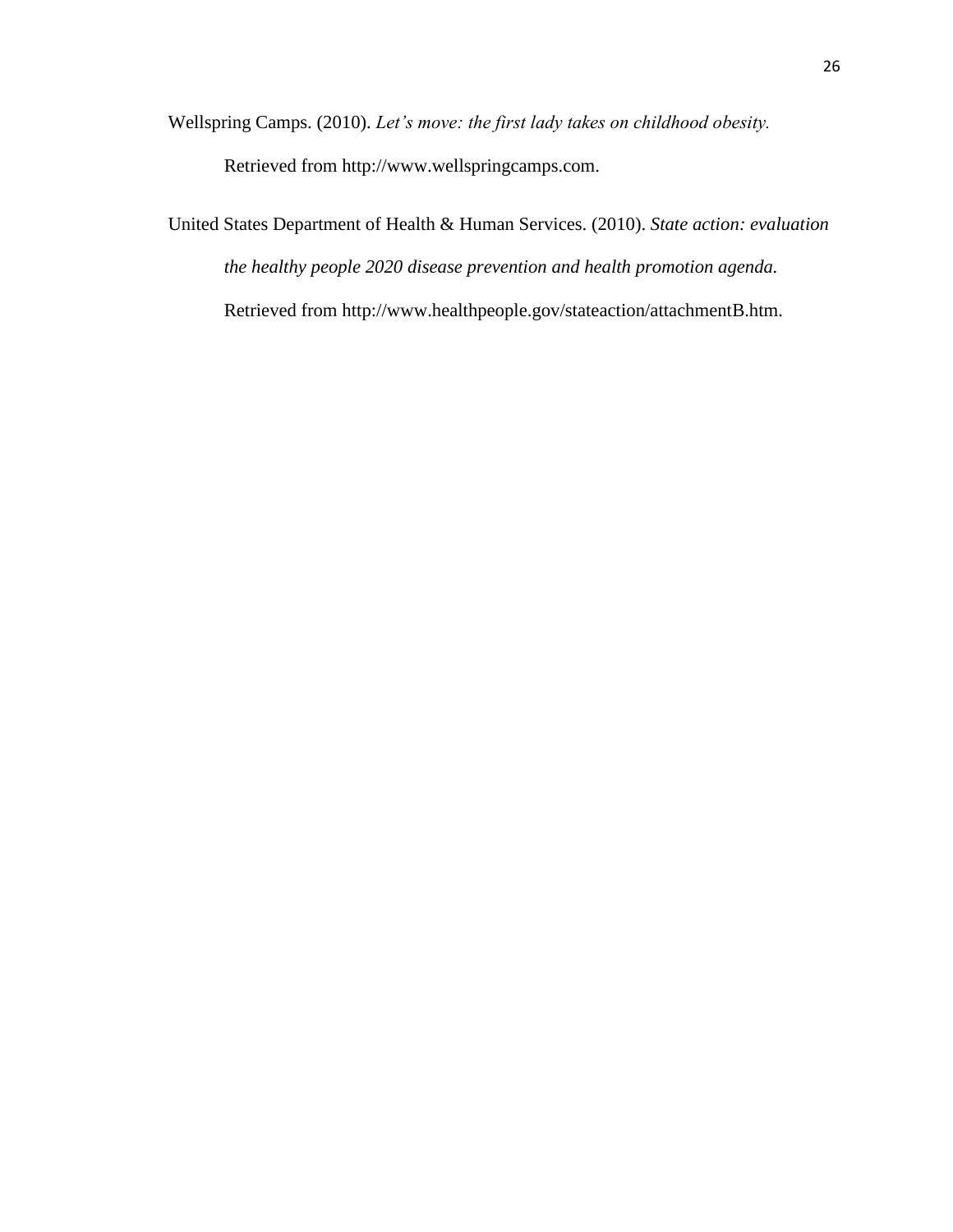Wellspring Camps. (2010). *Let's move: the first lady takes on childhood obesity.* Retrieved from http://www.wellspringcamps.com.

United States Department of Health & Human Services. (2010). *State action: evaluation the healthy people 2020 disease prevention and health promotion agenda.* Retrieved from http://www.healthpeople.gov/stateaction/attachmentB.htm.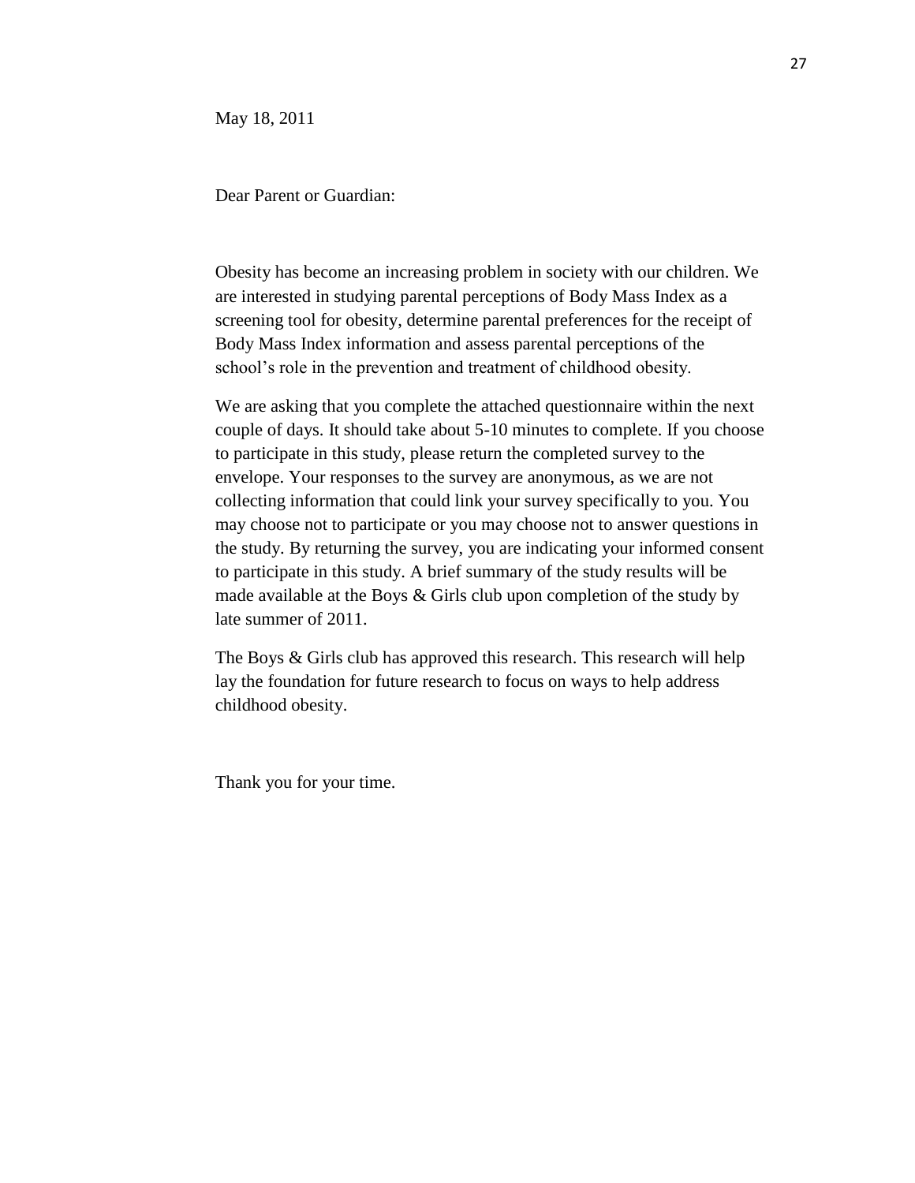May 18, 2011

Dear Parent or Guardian:

Obesity has become an increasing problem in society with our children. We are interested in studying parental perceptions of Body Mass Index as a screening tool for obesity, determine parental preferences for the receipt of Body Mass Index information and assess parental perceptions of the school's role in the prevention and treatment of childhood obesity.

We are asking that you complete the attached questionnaire within the next couple of days. It should take about 5-10 minutes to complete. If you choose to participate in this study, please return the completed survey to the envelope. Your responses to the survey are anonymous, as we are not collecting information that could link your survey specifically to you. You may choose not to participate or you may choose not to answer questions in the study. By returning the survey, you are indicating your informed consent to participate in this study. A brief summary of the study results will be made available at the Boys & Girls club upon completion of the study by late summer of 2011.

The Boys & Girls club has approved this research. This research will help lay the foundation for future research to focus on ways to help address childhood obesity.

Thank you for your time.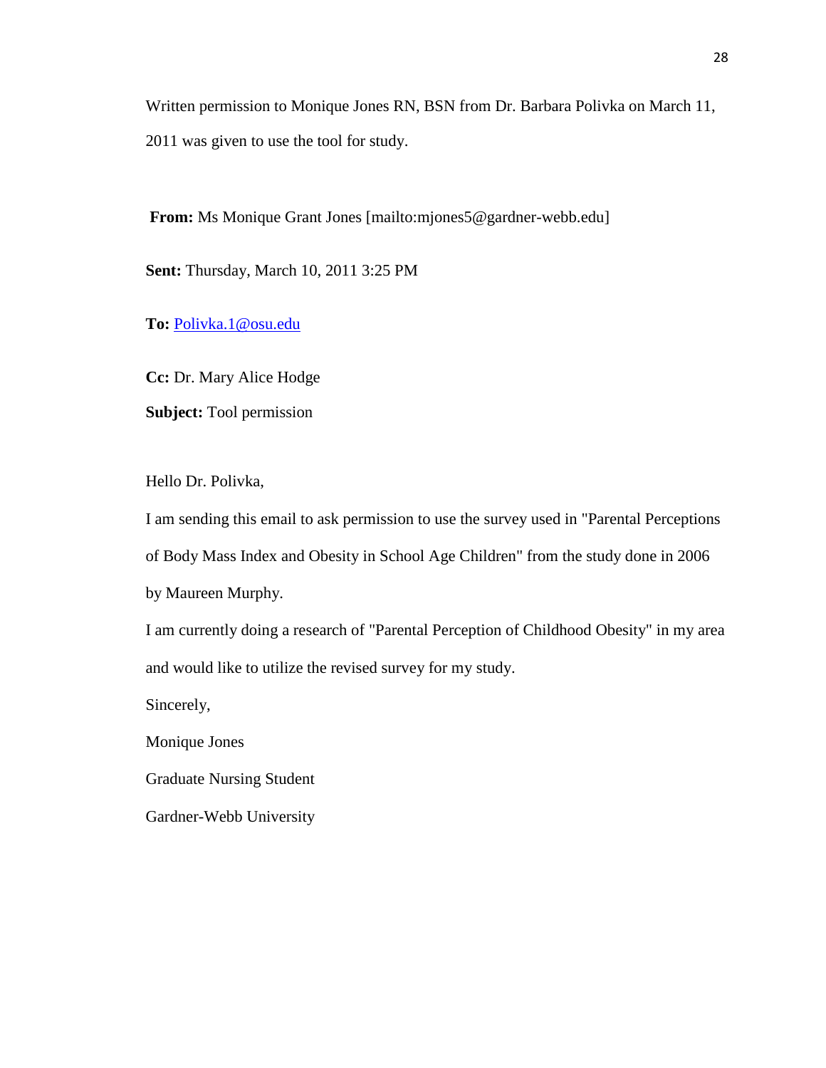Written permission to Monique Jones RN, BSN from Dr. Barbara Polivka on March 11, 2011 was given to use the tool for study.

**From:** Ms Monique Grant Jones [mailto:mjones5@gardner-webb.edu]

**Sent:** Thursday, March 10, 2011 3:25 PM

**To:** Polivka.1@osu.edu

**Cc:** Dr. Mary Alice Hodge

**Subject:** Tool permission

Hello Dr. Polivka,

I am sending this email to ask permission to use the survey used in "Parental Perceptions of Body Mass Index and Obesity in School Age Children" from the study done in 2006 by Maureen Murphy.

I am currently doing a research of "Parental Perception of Childhood Obesity" in my area and would like to utilize the revised survey for my study.

Sincerely,

Monique Jones

Graduate Nursing Student

Gardner-Webb University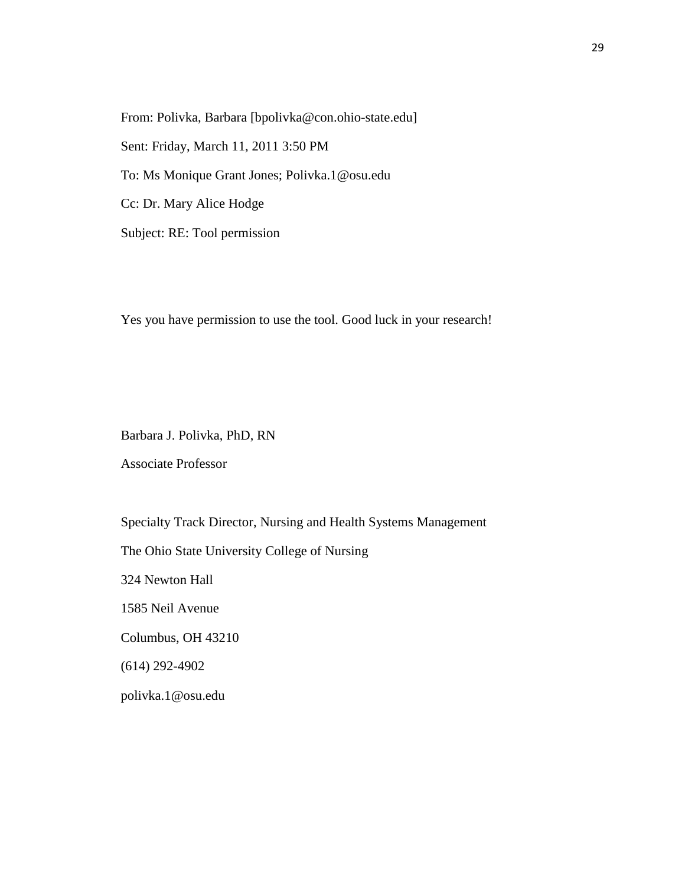From: Polivka, Barbara [bpolivka@con.ohio-state.edu]

Sent: Friday, March 11, 2011 3:50 PM

To: Ms Monique Grant Jones; Polivka.1@osu.edu

Cc: Dr. Mary Alice Hodge

Subject: RE: Tool permission

Yes you have permission to use the tool. Good luck in your research!

Barbara J. Polivka, PhD, RN

Associate Professor

Specialty Track Director, Nursing and Health Systems Management

The Ohio State University College of Nursing

324 Newton Hall

1585 Neil Avenue

Columbus, OH 43210

(614) 292-4902

polivka.1@osu.edu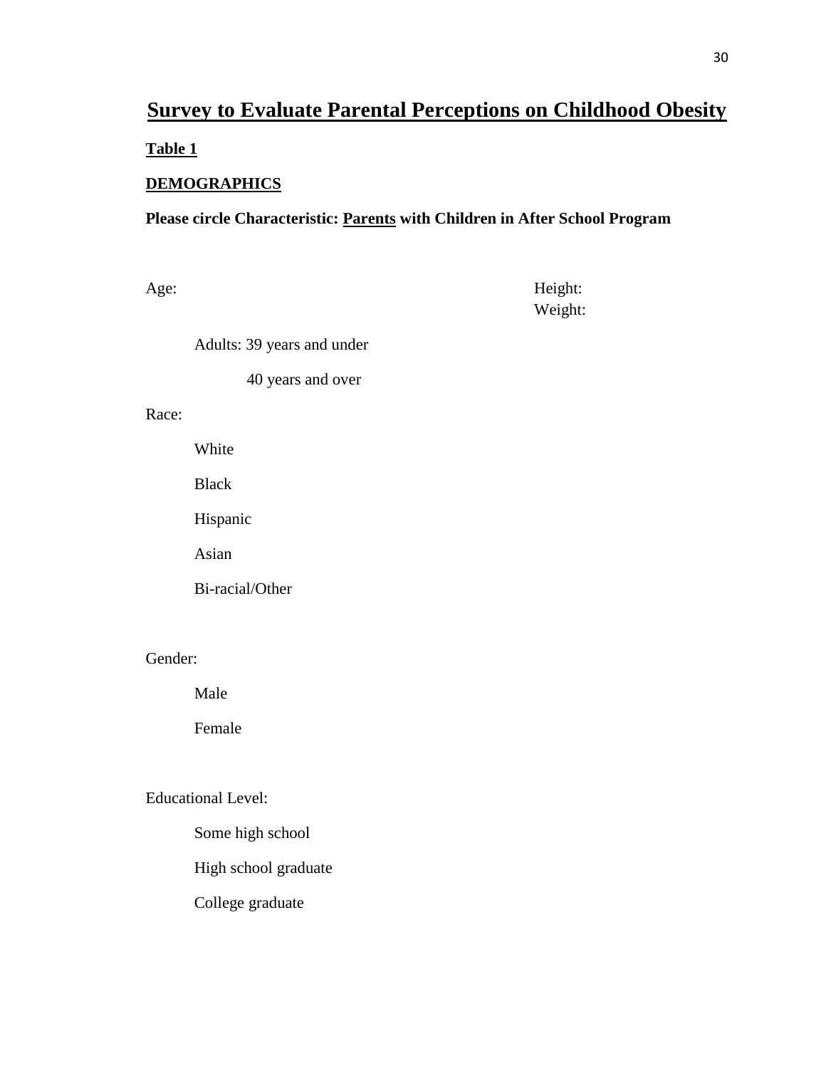# Survey to Evaluate Parental Perceptions on Childhood Obesity

**Table 1**

**DEMOGRAPHICS**

**Please circle Characteristic: Parents with Children in After School Program**

Age:

Height:
Weight:

Adults: 39 years and under

40 years and over

Race:

White

Black

Hispanic

Asian

Bi-racial/Other

Gender:

Male

Female

Educational Level:

Some high school

High school graduate

College graduate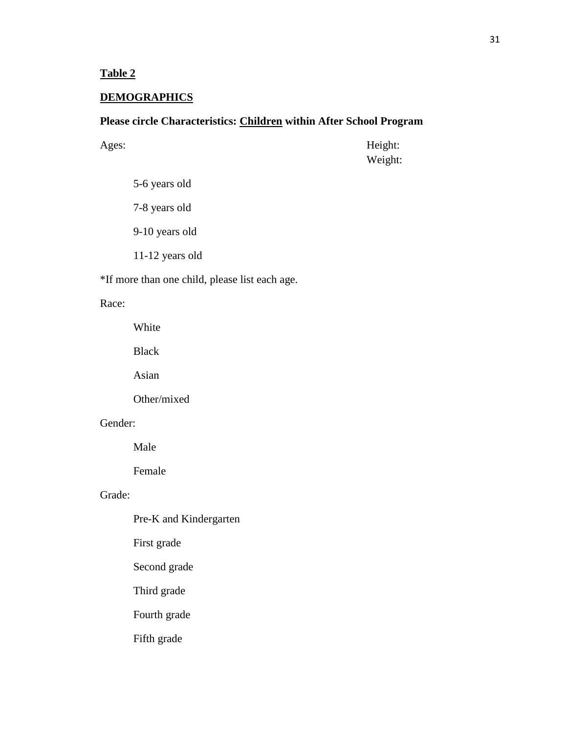**<u>Table 2</u>**

**<u>DEMOGRAPHICS</u>**

**Please circle Characteristics: <u>Children</u> within After School Program**

Ages:

Height:
Weight:

5-6 years old

7-8 years old

9-10 years old

11-12 years old

*If more than one child, please list each age.

Race:

White

Black

Asian

Other/mixed

Gender:

Male

Female

Grade:

Pre-K and Kindergarten

First grade

Second grade

Third grade

Fourth grade

Fifth grade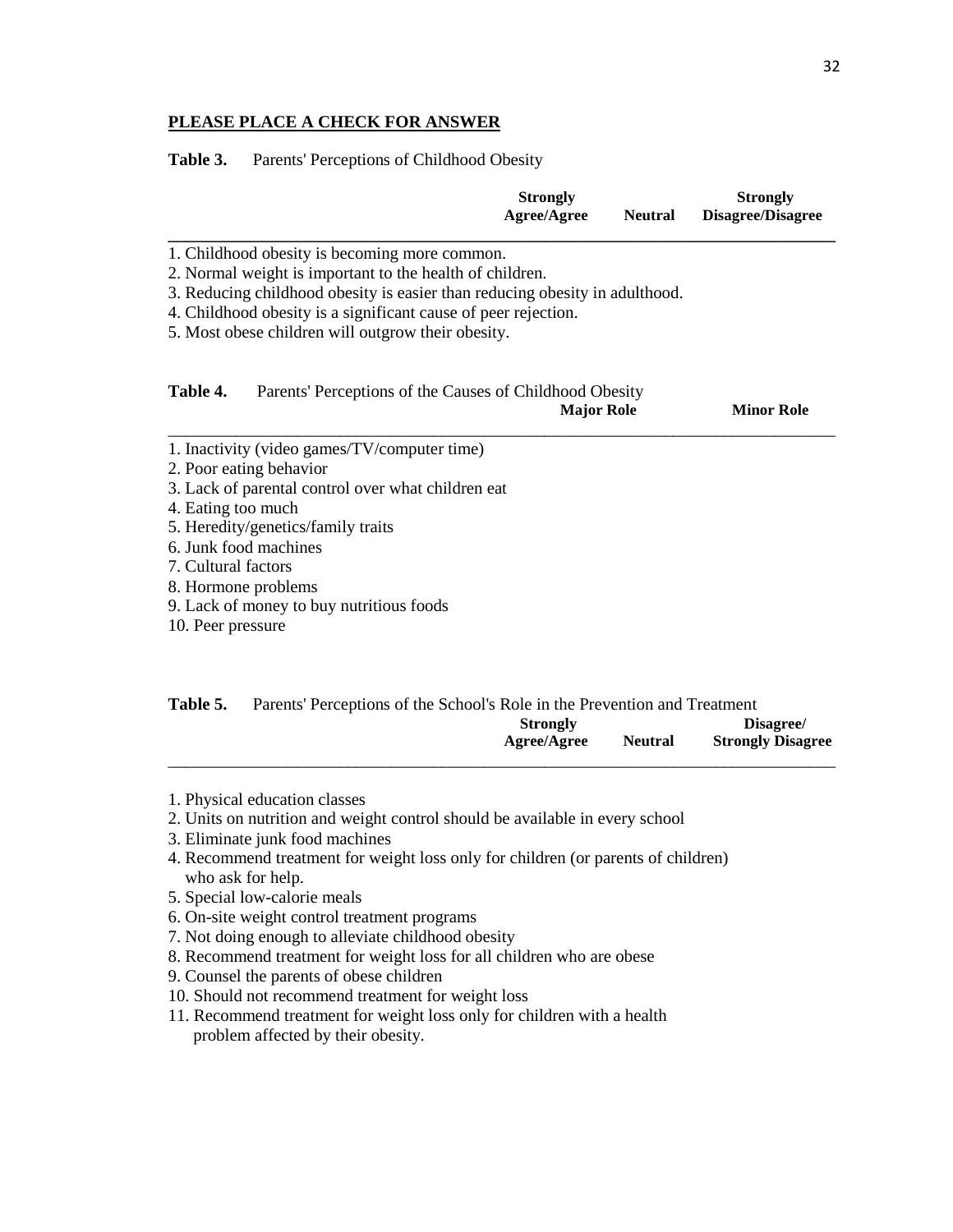**PLEASE PLACE A CHECK FOR ANSWER**

**Table 3.** Parents' Perceptions of Childhood Obesity

| | Strongly Agree/Agree | Neutral | Strongly Disagree/Disagree |
|---|---|---|---|
| 1. Childhood obesity is becoming more common. | | | |
| 2. Normal weight is important to the health of children. | | | |
| 3. Reducing childhood obesity is easier than reducing obesity in adulthood. | | | |
| 4. Childhood obesity is a significant cause of peer rejection. | | | |
| 5. Most obese children will outgrow their obesity. | | | |

**Table 4.** Parents' Perceptions of the Causes of Childhood Obesity

| | Major Role | Minor Role |
|---|---|---|
| 1. Inactivity (video games/TV/computer time) | | |
| 2. Poor eating behavior | | |
| 3. Lack of parental control over what children eat | | |
| 4. Eating too much | | |
| 5. Heredity/genetics/family traits | | |
| 6. Junk food machines | | |
| 7. Cultural factors | | |
| 8. Hormone problems | | |
| 9. Lack of money to buy nutritious foods | | |
| 10. Peer pressure | | |

**Table 5.** Parents' Perceptions of the School's Role in the Prevention and Treatment

| | Strongly Agree/Agree | Neutral | Disagree/ Strongly Disagree |
|---|---|---|---|
| 1. Physical education classes | | | |
| 2. Units on nutrition and weight control should be available in every school | | | |
| 3. Eliminate junk food machines | | | |
| 4. Recommend treatment for weight loss only for children (or parents of children) who ask for help. | | | |
| 5. Special low-calorie meals | | | |
| 6. On-site weight control treatment programs | | | |
| 7. Not doing enough to alleviate childhood obesity | | | |
| 8. Recommend treatment for weight loss for all children who are obese | | | |
| 9. Counsel the parents of obese children | | | |
| 10. Should not recommend treatment for weight loss | | | |
| 11. Recommend treatment for weight loss only for children with a health problem affected by their obesity. | | | |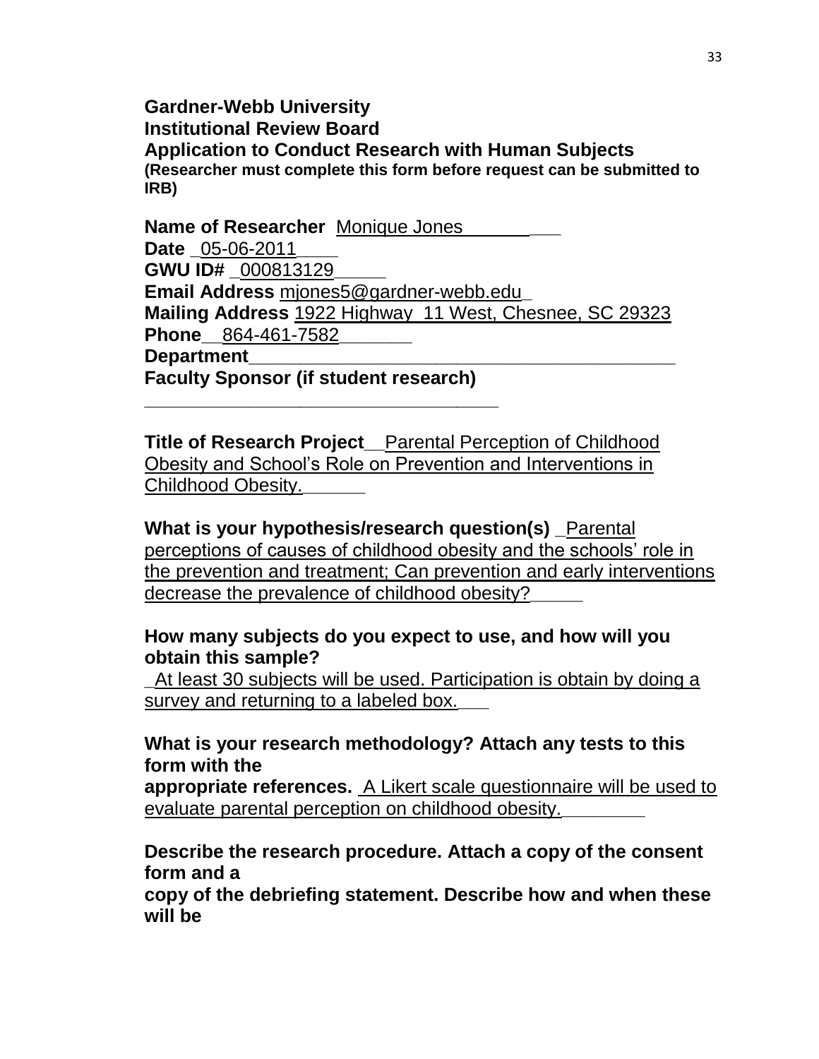**Gardner-Webb University**
**Institutional Review Board**
**Application to Conduct Research with Human Subjects**
**(Researcher must complete this form before request can be submitted to IRB)**

**Name of Researcher** Monique Jones___________
**Date** _05-06-2011____
**GWU ID#** _000813129_____
**Email Address** mjones5@gardner-webb.edu_
**Mailing Address** 1922 Highway 11 West, Chesnee, SC 29323
**Phone**__864-461-7582_______
**Department**_________________________________________
**Faculty Sponsor (if student research)**
___________________________________

**Title of Research Project**__Parental Perception of Childhood Obesity and School's Role on Prevention and Interventions in Childhood Obesity.______

**What is your hypothesis/research question(s)** _Parental perceptions of causes of childhood obesity and the schools' role in the prevention and treatment; Can prevention and early interventions decrease the prevalence of childhood obesity?_____

**How many subjects do you expect to use, and how will you obtain this sample?**
_At least 30 subjects will be used. Participation is obtain by doing a survey and returning to a labeled box.___

**What is your research methodology? Attach any tests to this form with the appropriate references.** A Likert scale questionnaire will be used to evaluate parental perception on childhood obesity.________

**Describe the research procedure. Attach a copy of the consent form and a copy of the debriefing statement. Describe how and when these will be**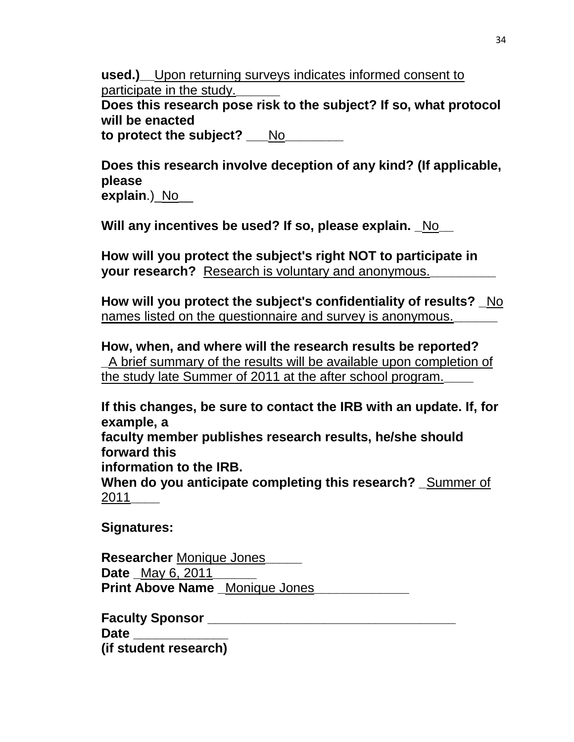**used.)**__Upon returning surveys indicates informed consent to participate in the study.______

**Does this research pose risk to the subject? If so, what protocol will be enacted to protect the subject?** ___No________

**Does this research involve deception of any kind? (If applicable, please explain**.)_No__

**Will any incentives be used? If so, please explain.** _No__

**How will you protect the subject's right NOT to participate in your research?** Research is voluntary and anonymous._________

**How will you protect the subject's confidentiality of results?** _No names listed on the questionnaire and survey is anonymous.______

**How, when, and where will the research results be reported?** _A brief summary of the results will be available upon completion of the study late Summer of 2011 at the after school program.____

**If this changes, be sure to contact the IRB with an update. If, for example, a faculty member publishes research results, he/she should forward this information to the IRB.**

**When do you anticipate completing this research?** _Summer of 2011____

**Signatures:**

**Researcher** Monique Jones_____

**Date** _May 6, 2011______

**Print Above Name** _Monique Jones_____________

**Faculty Sponsor** __________________________________

**Date** _____________

**(if student research)**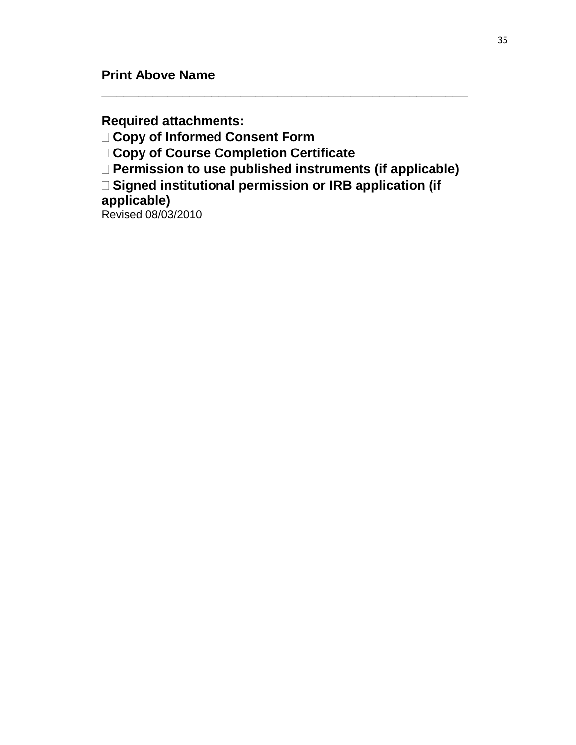**Print Above Name**
\_\_\_\_\_\_\_\_\_\_\_\_\_\_\_\_\_\_\_\_\_\_\_\_\_\_\_\_\_\_\_\_\_\_\_\_\_\_\_\_\_\_\_\_\_\_\_\_\_\_\_\_\_\_\_\_\_\_\_\_

**Required attachments:**

- ☐ **Copy of Informed Consent Form**
- ☐ **Copy of Course Completion Certificate**
- ☐ **Permission to use published instruments (if applicable)**
- ☐ **Signed institutional permission or IRB application (if applicable)**

Revised 08/03/2010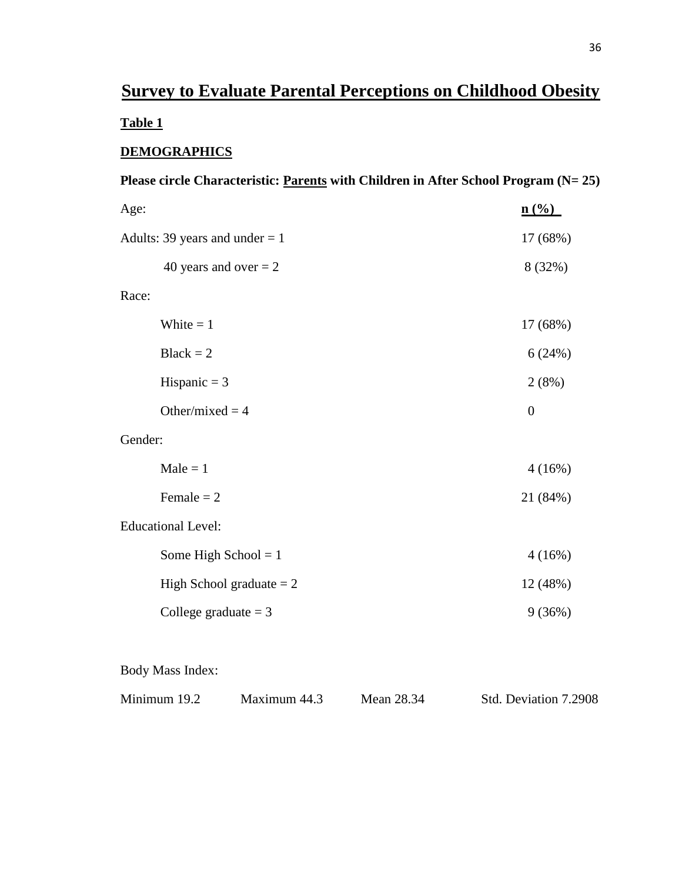# Survey to Evaluate Parental Perceptions on Childhood Obesity

**Table 1**

**DEMOGRAPHICS**

**Please circle Characteristic: Parents with Children in After School Program (N= 25)**

| Age: | **n (%)** |
|---|---|
| Adults: 39 years and under = 1 | 17 (68%) |
| 40 years and over = 2 | 8 (32%) |
| Race: | |
| White = 1 | 17 (68%) |
| Black = 2 | 6 (24%) |
| Hispanic = 3 | 2 (8%) |
| Other/mixed = 4 | 0 |
| Gender: | |
| Male = 1 | 4 (16%) |
| Female = 2 | 21 (84%) |
| Educational Level: | |
| Some High School = 1 | 4 (16%) |
| High School graduate = 2 | 12 (48%) |
| College graduate = 3 | 9 (36%) |

Body Mass Index:

| Minimum 19.2 | Maximum 44.3 | Mean 28.34 | Std. Deviation 7.2908 |
|---|---|---|---|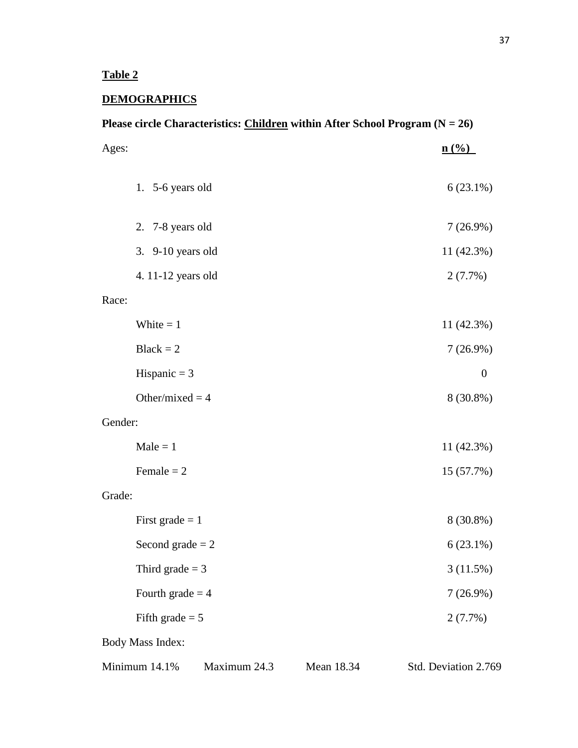**Table 2**

**DEMOGRAPHICS**

**Please circle Characteristics: Children within After School Program (N = 26)**

| Characteristic | n (%) |
| --- | --- |
| Ages: | |
| 1. 5-6 years old | 6 (23.1%) |
| 2. 7-8 years old | 7 (26.9%) |
| 3. 9-10 years old | 11 (42.3%) |
| 4. 11-12 years old | 2 (7.7%) |
| Race: | |
| White = 1 | 11 (42.3%) |
| Black = 2 | 7 (26.9%) |
| Hispanic = 3 | 0 |
| Other/mixed = 4 | 8 (30.8%) |
| Gender: | |
| Male = 1 | 11 (42.3%) |
| Female = 2 | 15 (57.7%) |
| Grade: | |
| First grade = 1 | 8 (30.8%) |
| Second grade = 2 | 6 (23.1%) |
| Third grade = 3 | 3 (11.5%) |
| Fourth grade = 4 | 7 (26.9%) |
| Fifth grade = 5 | 2 (7.7%) |

Body Mass Index:

| Minimum 14.1% | Maximum 24.3 | Mean 18.34 | Std. Deviation 2.769 |
| --- | --- | --- | --- |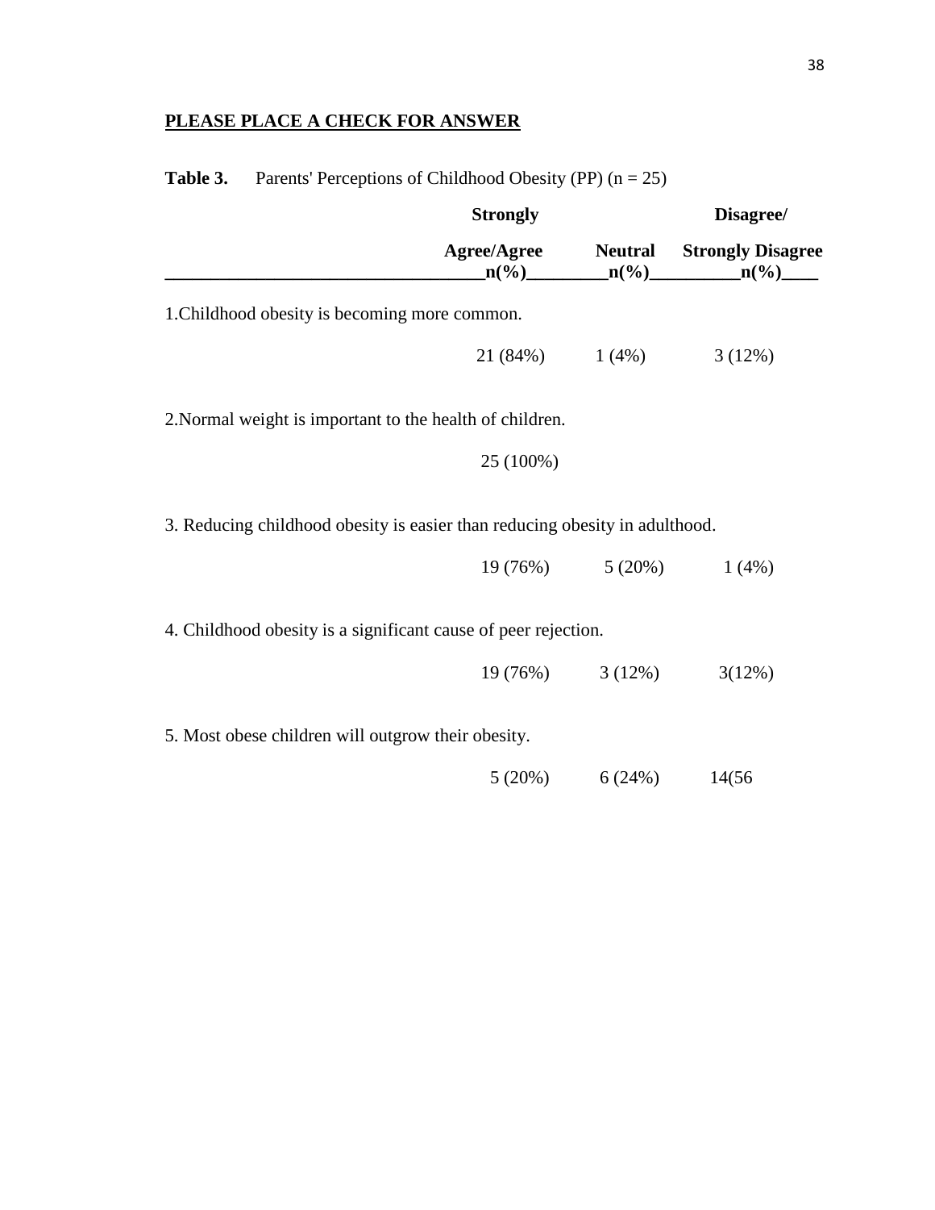**PLEASE PLACE A CHECK FOR ANSWER**

**Table 3.** Parents' Perceptions of Childhood Obesity (PP) (n = 25)

| | Strongly Agree/Agree n(%) | Neutral n(%) | Disagree/ Strongly Disagree n(%) |
|---|---|---|---|
| 1.Childhood obesity is becoming more common. | 21 (84%) | 1 (4%) | 3 (12%) |
| 2.Normal weight is important to the health of children. | 25 (100%) | | |
| 3. Reducing childhood obesity is easier than reducing obesity in adulthood. | 19 (76%) | 5 (20%) | 1 (4%) |
| 4. Childhood obesity is a significant cause of peer rejection. | 19 (76%) | 3 (12%) | 3(12%) |
| 5. Most obese children will outgrow their obesity. | 5 (20%) | 6 (24%) | 14(56 |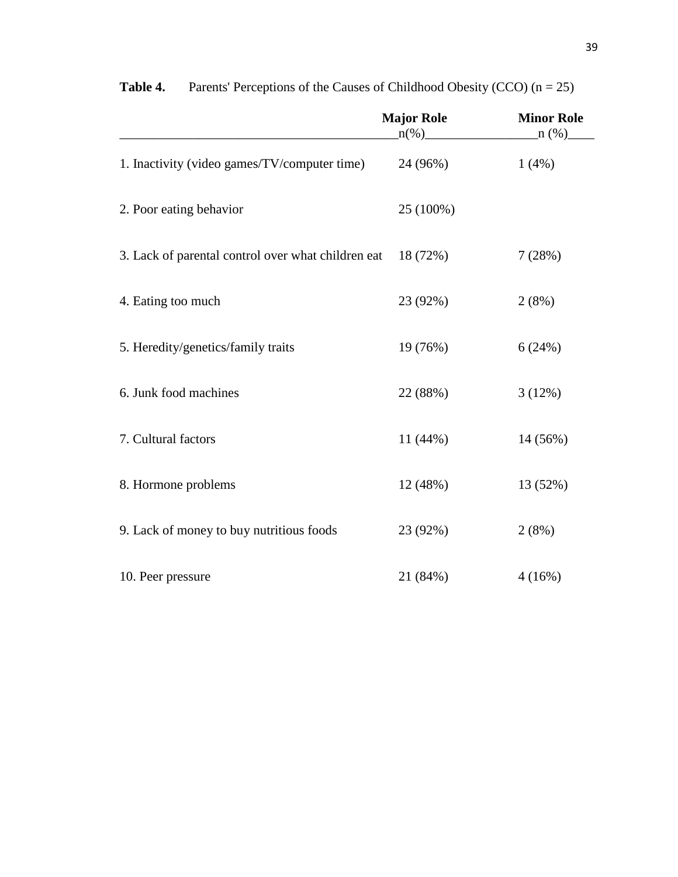**Table 4.** Parents' Perceptions of the Causes of Childhood Obesity (CCO) (n = 25)

| | **Major Role** n(%) | **Minor Role** n (%) |
|---|---|---|
| 1. Inactivity (video games/TV/computer time) | 24 (96%) | 1 (4%) |
| 2. Poor eating behavior | 25 (100%) | |
| 3. Lack of parental control over what children eat | 18 (72%) | 7 (28%) |
| 4. Eating too much | 23 (92%) | 2 (8%) |
| 5. Heredity/genetics/family traits | 19 (76%) | 6 (24%) |
| 6. Junk food machines | 22 (88%) | 3 (12%) |
| 7. Cultural factors | 11 (44%) | 14 (56%) |
| 8. Hormone problems | 12 (48%) | 13 (52%) |
| 9. Lack of money to buy nutritious foods | 23 (92%) | 2 (8%) |
| 10. Peer pressure | 21 (84%) | 4 (16%) |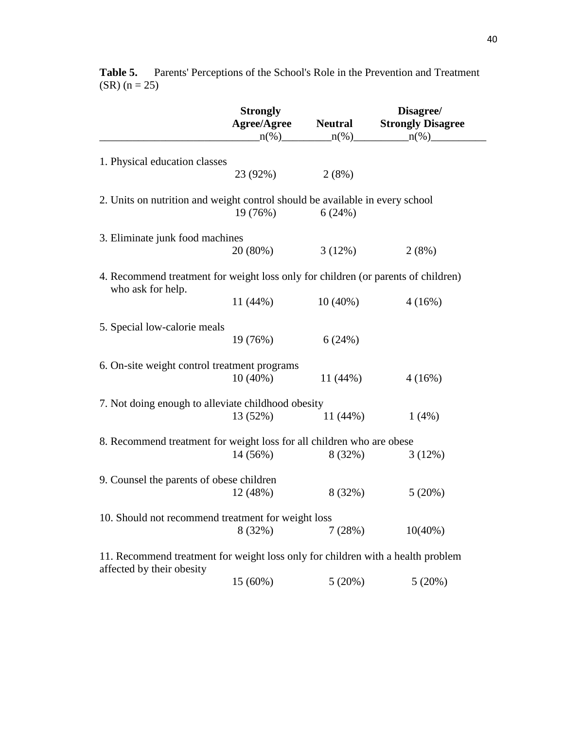**Table 5.** Parents' Perceptions of the School's Role in the Prevention and Treatment (SR) (n = 25)

| | Strongly Agree/Agree n(%) | Neutral n(%) | Disagree/ Strongly Disagree n(%) |
|---|---|---|---|
| 1. Physical education classes | 23 (92%) | 2 (8%) | |
| 2. Units on nutrition and weight control should be available in every school | 19 (76%) | 6 (24%) | |
| 3. Eliminate junk food machines | 20 (80%) | 3 (12%) | 2 (8%) |
| 4. Recommend treatment for weight loss only for children (or parents of children) who ask for help. | 11 (44%) | 10 (40%) | 4 (16%) |
| 5. Special low-calorie meals | 19 (76%) | 6 (24%) | |
| 6. On-site weight control treatment programs | 10 (40%) | 11 (44%) | 4 (16%) |
| 7. Not doing enough to alleviate childhood obesity | 13 (52%) | 11 (44%) | 1 (4%) |
| 8. Recommend treatment for weight loss for all children who are obese | 14 (56%) | 8 (32%) | 3 (12%) |
| 9. Counsel the parents of obese children | 12 (48%) | 8 (32%) | 5 (20%) |
| 10. Should not recommend treatment for weight loss | 8 (32%) | 7 (28%) | 10(40%) |
| 11. Recommend treatment for weight loss only for children with a health problem affected by their obesity | 15 (60%) | 5 (20%) | 5 (20%) |